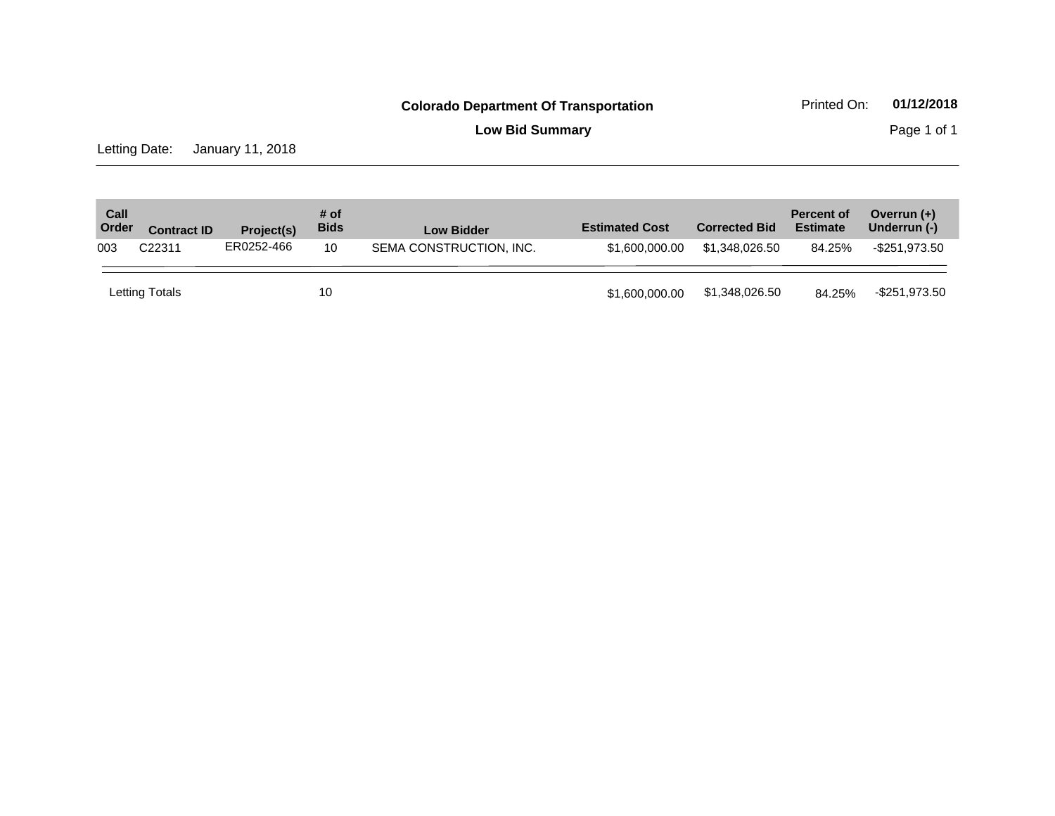**Colorado Department Of Transportation**

**Low Bid Summary**

Printed On: **01/12/2018**

Letting Date: January 11, 2018

| Call Order | Contract ID | Project(s) | # of Bids | Low Bidder | Estimated Cost | Corrected Bid | Percent of Estimate | Overrun (+) Underrun (-) |
|---|---|---|---|---|---|---|---|---|
| 003 | C22311 | ER0252-466 | 10 | SEMA CONSTRUCTION, INC. | $1,600,000.00 | $1,348,026.50 | 84.25% | -$251,973.50 |
| Letting Totals | | | 10 | | $1,600,000.00 | $1,348,026.50 | 84.25% | -$251,973.50 |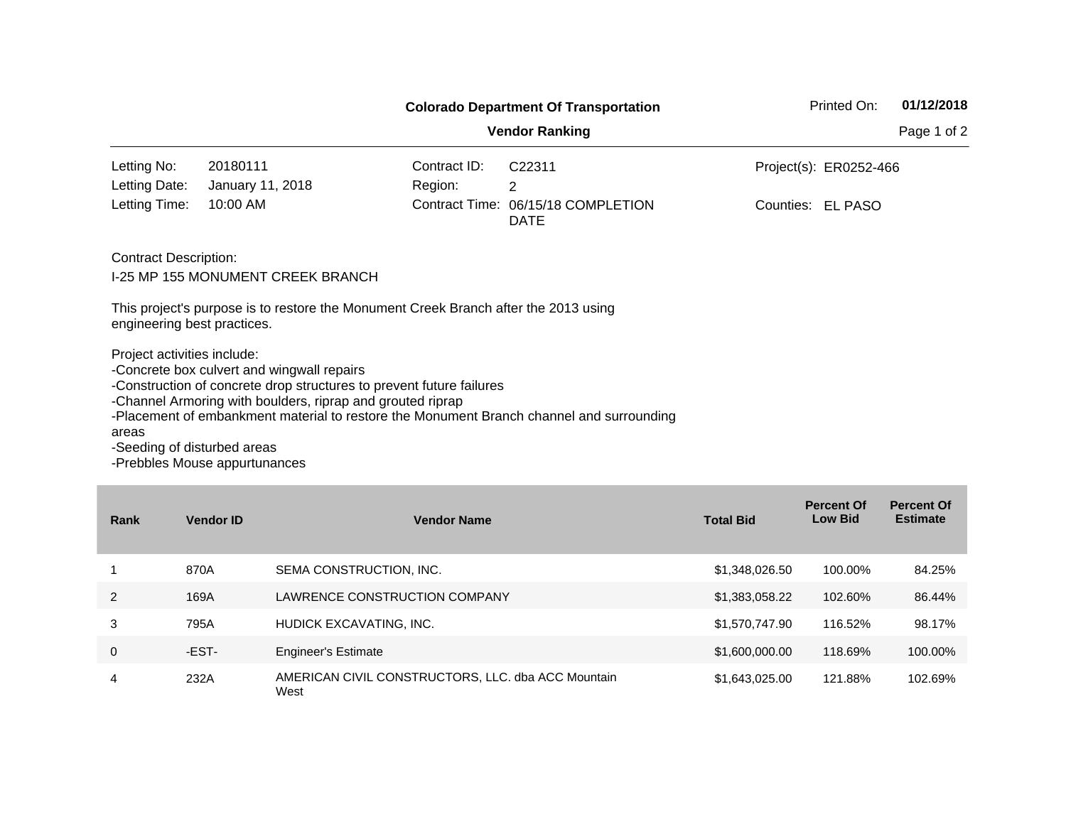**Colorado Department Of Transportation**

**Vendor Ranking**

Printed On: **01/12/2018**

| | | | | | |
|---|---|---|---|---|---|
| Letting No: | 20180111 | Contract ID: | C22311 | Project(s): | ER0252-466 |
| Letting Date: | January 11, 2018 | Region: | 2 | | |
| Letting Time: | 10:00 AM | Contract Time: | 06/15/18 COMPLETION DATE | Counties: | EL PASO |

Contract Description:

I-25 MP 155 MONUMENT CREEK BRANCH

This project's purpose is to restore the Monument Creek Branch after the 2013 using engineering best practices.

Project activities include:
-Concrete box culvert and wingwall repairs
-Construction of concrete drop structures to prevent future failures
-Channel Armoring with boulders, riprap and grouted riprap
-Placement of embankment material to restore the Monument Branch channel and surrounding areas
-Seeding of disturbed areas
-Prebbles Mouse appurtunances

| Rank | Vendor ID | Vendor Name | Total Bid | Percent Of Low Bid | Percent Of Estimate |
|---|---|---|---|---|---|
| 1 | 870A | SEMA CONSTRUCTION, INC. | $1,348,026.50 | 100.00% | 84.25% |
| 2 | 169A | LAWRENCE CONSTRUCTION COMPANY | $1,383,058.22 | 102.60% | 86.44% |
| 3 | 795A | HUDICK EXCAVATING, INC. | $1,570,747.90 | 116.52% | 98.17% |
| 0 | -EST- | Engineer's Estimate | $1,600,000.00 | 118.69% | 100.00% |
| 4 | 232A | AMERICAN CIVIL CONSTRUCTORS, LLC. dba ACC Mountain West | $1,643,025.00 | 121.88% | 102.69% |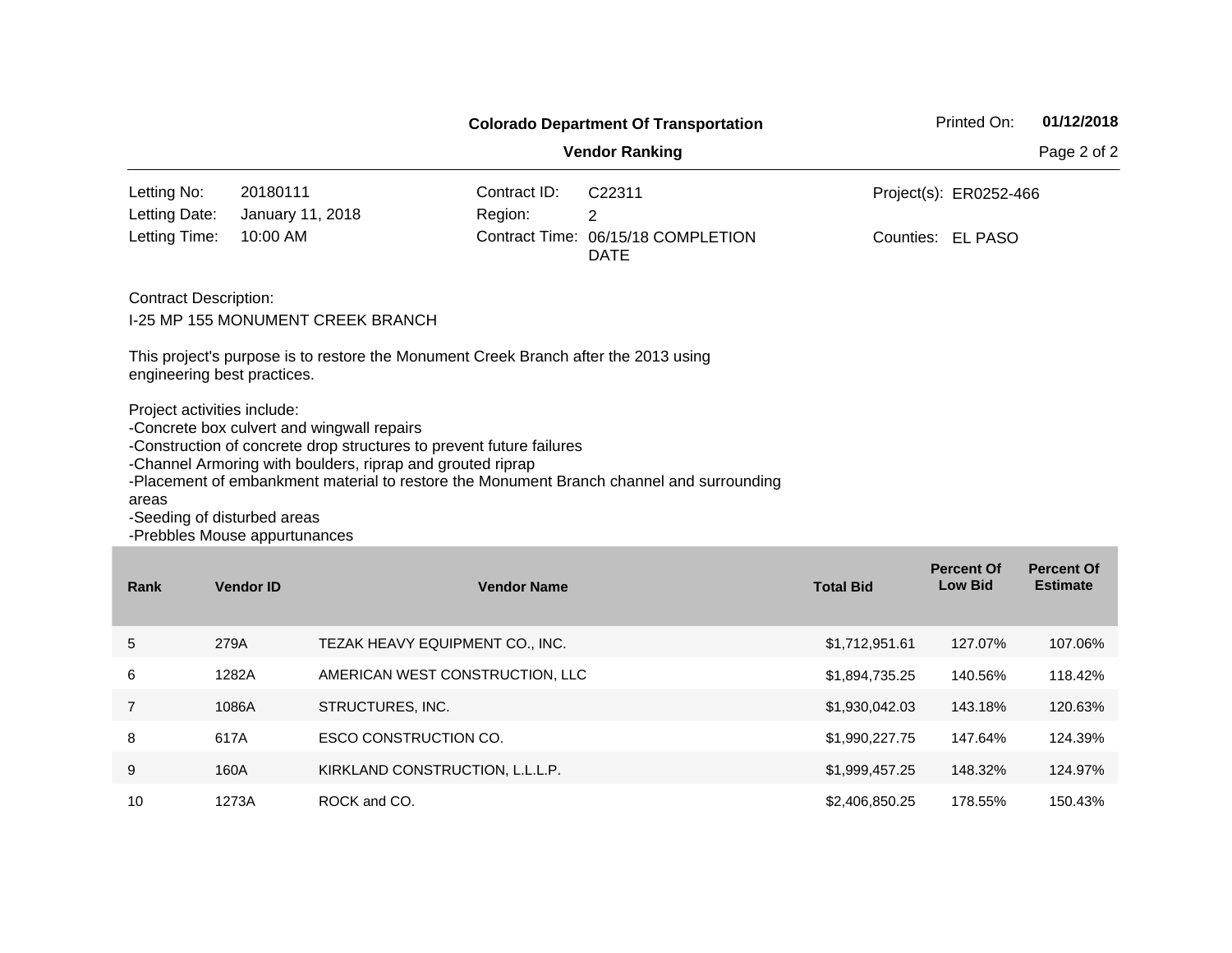**Colorado Department Of Transportation**

**Vendor Ranking**

Printed On: **01/12/2018**

| | | | | | |
|---|---|---|---|---|---|
| Letting No: | 20180111 | Contract ID: | C22311 | Project(s): | ER0252-466 |
| Letting Date: | January 11, 2018 | Region: | 2 | | |
| Letting Time: | 10:00 AM | Contract Time: | 06/15/18 COMPLETION DATE | Counties: | EL PASO |

Contract Description:

I-25 MP 155 MONUMENT CREEK BRANCH

This project's purpose is to restore the Monument Creek Branch after the 2013 using engineering best practices.

Project activities include:
-Concrete box culvert and wingwall repairs
-Construction of concrete drop structures to prevent future failures
-Channel Armoring with boulders, riprap and grouted riprap
-Placement of embankment material to restore the Monument Branch channel and surrounding areas
-Seeding of disturbed areas
-Prebbles Mouse appurtunances

| Rank | Vendor ID | Vendor Name | Total Bid | Percent Of Low Bid | Percent Of Estimate |
|---|---|---|---|---|---|
| 5 | 279A | TEZAK HEAVY EQUIPMENT CO., INC. | $1,712,951.61 | 127.07% | 107.06% |
| 6 | 1282A | AMERICAN WEST CONSTRUCTION, LLC | $1,894,735.25 | 140.56% | 118.42% |
| 7 | 1086A | STRUCTURES, INC. | $1,930,042.03 | 143.18% | 120.63% |
| 8 | 617A | ESCO CONSTRUCTION CO. | $1,990,227.75 | 147.64% | 124.39% |
| 9 | 160A | KIRKLAND CONSTRUCTION, L.L.L.P. | $1,999,457.25 | 148.32% | 124.97% |
| 10 | 1273A | ROCK and CO. | $2,406,850.25 | 178.55% | 150.43% |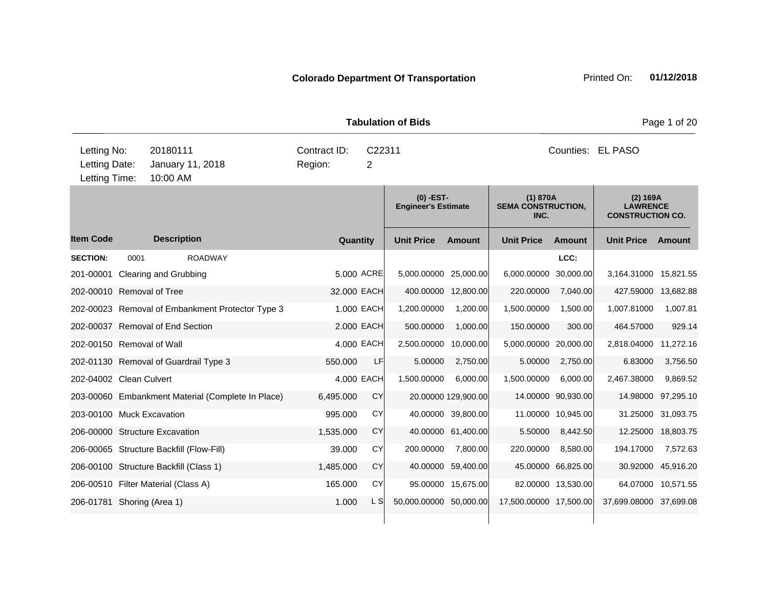**Colorado Department Of Transportation**

Printed On: **01/12/2018**

**Tabulation of Bids**

| Letting No: | 20180111 | Contract ID: | C22311 | Counties: | EL PASO |
|---|---|---|---|---|---|
| Letting Date: | January 11, 2018 | Region: | 2 | | |
| Letting Time: | 10:00 AM | | | | |

| Item Code | Description | Quantity | | (0) -EST- Engineer's Estimate | | (1) 870A SEMA CONSTRUCTION, INC. | | (2) 169A LAWRENCE CONSTRUCTION CO. | |
|---|---|---|---|---|---|---|---|---|---|
| | | | | Unit Price | Amount | Unit Price | Amount | Unit Price | Amount |
| **SECTION:** | 0001 ROADWAY | | | | | | LCC: | | |
| 201-00001 | Clearing and Grubbing | 5.000 | ACRE | 5,000.00000 | 25,000.00 | 6,000.00000 | 30,000.00 | 3,164.31000 | 15,821.55 |
| 202-00010 | Removal of Tree | 32.000 | EACH | 400.00000 | 12,800.00 | 220.00000 | 7,040.00 | 427.59000 | 13,682.88 |
| 202-00023 | Removal of Embankment Protector Type 3 | 1.000 | EACH | 1,200.00000 | 1,200.00 | 1,500.00000 | 1,500.00 | 1,007.81000 | 1,007.81 |
| 202-00037 | Removal of End Section | 2.000 | EACH | 500.00000 | 1,000.00 | 150.00000 | 300.00 | 464.57000 | 929.14 |
| 202-00150 | Removal of Wall | 4.000 | EACH | 2,500.00000 | 10,000.00 | 5,000.00000 | 20,000.00 | 2,818.04000 | 11,272.16 |
| 202-01130 | Removal of Guardrail Type 3 | 550.000 | LF | 5.00000 | 2,750.00 | 5.00000 | 2,750.00 | 6.83000 | 3,756.50 |
| 202-04002 | Clean Culvert | 4.000 | EACH | 1,500.00000 | 6,000.00 | 1,500.00000 | 6,000.00 | 2,467.38000 | 9,869.52 |
| 203-00060 | Embankment Material (Complete In Place) | 6,495.000 | CY | 20.00000 | 129,900.00 | 14.00000 | 90,930.00 | 14.98000 | 97,295.10 |
| 203-00100 | Muck Excavation | 995.000 | CY | 40.00000 | 39,800.00 | 11.00000 | 10,945.00 | 31.25000 | 31,093.75 |
| 206-00000 | Structure Excavation | 1,535.000 | CY | 40.00000 | 61,400.00 | 5.50000 | 8,442.50 | 12.25000 | 18,803.75 |
| 206-00065 | Structure Backfill (Flow-Fill) | 39.000 | CY | 200.00000 | 7,800.00 | 220.00000 | 8,580.00 | 194.17000 | 7,572.63 |
| 206-00100 | Structure Backfill (Class 1) | 1,485.000 | CY | 40.00000 | 59,400.00 | 45.00000 | 66,825.00 | 30.92000 | 45,916.20 |
| 206-00510 | Filter Material (Class A) | 165.000 | CY | 95.00000 | 15,675.00 | 82.00000 | 13,530.00 | 64.07000 | 10,571.55 |
| 206-01781 | Shoring (Area 1) | 1.000 | L S | 50,000.00000 | 50,000.00 | 17,500.00000 | 17,500.00 | 37,699.08000 | 37,699.08 |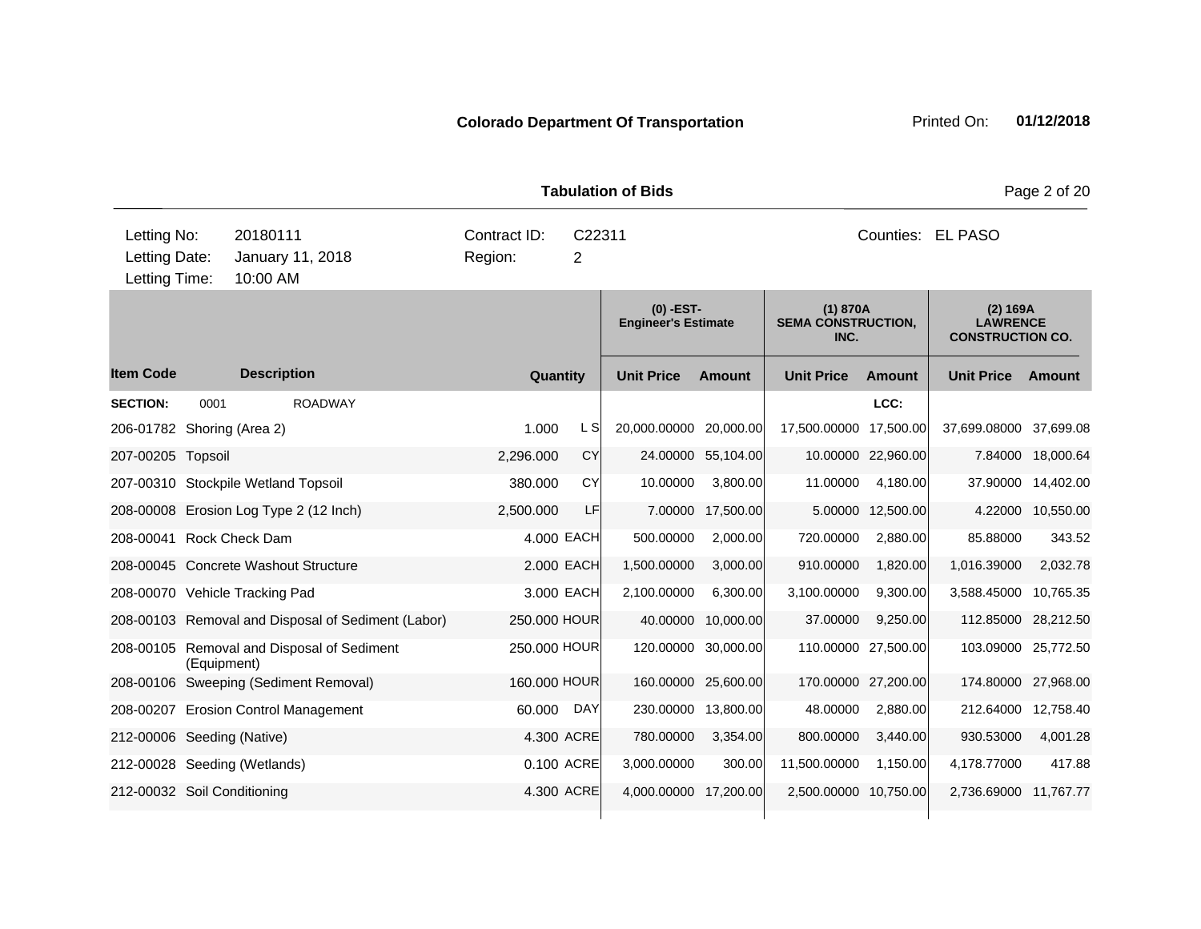**Colorado Department Of Transportation**

Printed On: **01/12/2018**

**Tabulation of Bids**

| | | | |
|---|---|---|---|
| Letting No: | 20180111 | Contract ID: | C22311 |
| Letting Date: | January 11, 2018 | Region: | 2 |
| Letting Time: | 10:00 AM | | |

Counties: EL PASO

| | | | | (0) -EST- Engineer's Estimate | | (1) 870A SEMA CONSTRUCTION, INC. | | (2) 169A LAWRENCE CONSTRUCTION CO. | |
|---|---|---|---|---|---|---|---|---|---|
| **Item Code** | **Description** | **Quantity** | | **Unit Price** | **Amount** | **Unit Price** | **Amount** | **Unit Price** | **Amount** |
| **SECTION:** | 0001 ROADWAY | | | | | | LCC: | | |
| 206-01782 | Shoring (Area 2) | 1.000 | L S | 20,000.00000 | 20,000.00 | 17,500.00000 | 17,500.00 | 37,699.08000 | 37,699.08 |
| 207-00205 | Topsoil | 2,296.000 | CY | 24.00000 | 55,104.00 | 10.00000 | 22,960.00 | 7.84000 | 18,000.64 |
| 207-00310 | Stockpile Wetland Topsoil | 380.000 | CY | 10.00000 | 3,800.00 | 11.00000 | 4,180.00 | 37.90000 | 14,402.00 |
| 208-00008 | Erosion Log Type 2 (12 Inch) | 2,500.000 | LF | 7.00000 | 17,500.00 | 5.00000 | 12,500.00 | 4.22000 | 10,550.00 |
| 208-00041 | Rock Check Dam | 4.000 | EACH | 500.00000 | 2,000.00 | 720.00000 | 2,880.00 | 85.88000 | 343.52 |
| 208-00045 | Concrete Washout Structure | 2.000 | EACH | 1,500.00000 | 3,000.00 | 910.00000 | 1,820.00 | 1,016.39000 | 2,032.78 |
| 208-00070 | Vehicle Tracking Pad | 3.000 | EACH | 2,100.00000 | 6,300.00 | 3,100.00000 | 9,300.00 | 3,588.45000 | 10,765.35 |
| 208-00103 | Removal and Disposal of Sediment (Labor) | 250.000 | HOUR | 40.00000 | 10,000.00 | 37.00000 | 9,250.00 | 112.85000 | 28,212.50 |
| 208-00105 | Removal and Disposal of Sediment (Equipment) | 250.000 | HOUR | 120.00000 | 30,000.00 | 110.00000 | 27,500.00 | 103.09000 | 25,772.50 |
| 208-00106 | Sweeping (Sediment Removal) | 160.000 | HOUR | 160.00000 | 25,600.00 | 170.00000 | 27,200.00 | 174.80000 | 27,968.00 |
| 208-00207 | Erosion Control Management | 60.000 | DAY | 230.00000 | 13,800.00 | 48.00000 | 2,880.00 | 212.64000 | 12,758.40 |
| 212-00006 | Seeding (Native) | 4.300 | ACRE | 780.00000 | 3,354.00 | 800.00000 | 3,440.00 | 930.53000 | 4,001.28 |
| 212-00028 | Seeding (Wetlands) | 0.100 | ACRE | 3,000.00000 | 300.00 | 11,500.00000 | 1,150.00 | 4,178.77000 | 417.88 |
| 212-00032 | Soil Conditioning | 4.300 | ACRE | 4,000.00000 | 17,200.00 | 2,500.00000 | 10,750.00 | 2,736.69000 | 11,767.77 |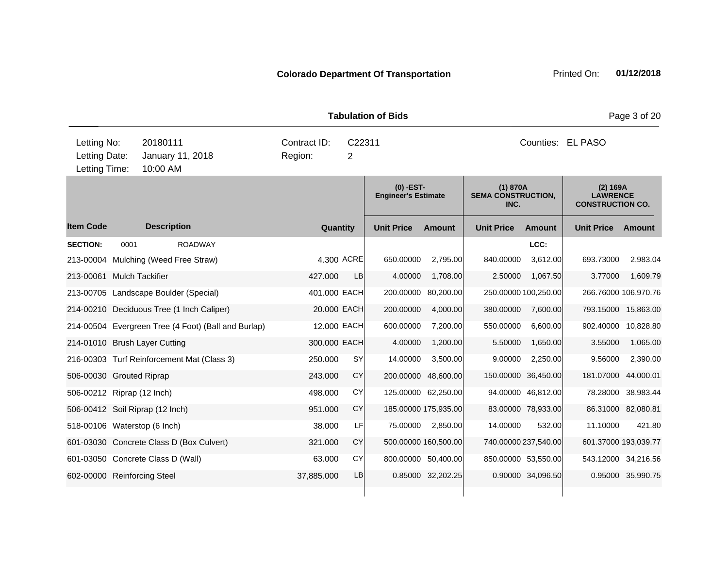**Colorado Department Of Transportation** Printed On: **01/12/2018**

**Tabulation of Bids**

| | | | |
|---|---|---|---|
| Letting No: | 20180111 | Contract ID: | C22311 | 
| Letting Date: | January 11, 2018 | Region: | 2 |
| Letting Time: | 10:00 AM | | |

Counties: EL PASO

| | | | | (0) -EST- Engineer's Estimate | | (1) 870A SEMA CONSTRUCTION, INC. | | (2) 169A LAWRENCE CONSTRUCTION CO. | |
|---|---|---|---|---|---|---|---|---|---|
| **Item Code** | **Description** | **Quantity** | | **Unit Price** | **Amount** | **Unit Price** | **Amount** | **Unit Price** | **Amount** |
| **SECTION:** | 0001 ROADWAY | | | | | | LCC: | | |
| 213-00004 | Mulching (Weed Free Straw) | 4.300 | ACRE | 650.00000 | 2,795.00 | 840.00000 | 3,612.00 | 693.73000 | 2,983.04 |
| 213-00061 | Mulch Tackifier | 427.000 | LB | 4.00000 | 1,708.00 | 2.50000 | 1,067.50 | 3.77000 | 1,609.79 |
| 213-00705 | Landscape Boulder (Special) | 401.000 | EACH | 200.00000 | 80,200.00 | 250.00000 | 100,250.00 | 266.76000 | 106,970.76 |
| 214-00210 | Deciduous Tree (1 Inch Caliper) | 20.000 | EACH | 200.00000 | 4,000.00 | 380.00000 | 7,600.00 | 793.15000 | 15,863.00 |
| 214-00504 | Evergreen Tree (4 Foot) (Ball and Burlap) | 12.000 | EACH | 600.00000 | 7,200.00 | 550.00000 | 6,600.00 | 902.40000 | 10,828.80 |
| 214-01010 | Brush Layer Cutting | 300.000 | EACH | 4.00000 | 1,200.00 | 5.50000 | 1,650.00 | 3.55000 | 1,065.00 |
| 216-00303 | Turf Reinforcement Mat (Class 3) | 250.000 | SY | 14.00000 | 3,500.00 | 9.00000 | 2,250.00 | 9.56000 | 2,390.00 |
| 506-00030 | Grouted Riprap | 243.000 | CY | 200.00000 | 48,600.00 | 150.00000 | 36,450.00 | 181.07000 | 44,000.01 |
| 506-00212 | Riprap (12 Inch) | 498.000 | CY | 125.00000 | 62,250.00 | 94.00000 | 46,812.00 | 78.28000 | 38,983.44 |
| 506-00412 | Soil Riprap (12 Inch) | 951.000 | CY | 185.00000 | 175,935.00 | 83.00000 | 78,933.00 | 86.31000 | 82,080.81 |
| 518-00106 | Waterstop (6 Inch) | 38.000 | LF | 75.00000 | 2,850.00 | 14.00000 | 532.00 | 11.10000 | 421.80 |
| 601-03030 | Concrete Class D (Box Culvert) | 321.000 | CY | 500.00000 | 160,500.00 | 740.00000 | 237,540.00 | 601.37000 | 193,039.77 |
| 601-03050 | Concrete Class D (Wall) | 63.000 | CY | 800.00000 | 50,400.00 | 850.00000 | 53,550.00 | 543.12000 | 34,216.56 |
| 602-00000 | Reinforcing Steel | 37,885.000 | LB | 0.85000 | 32,202.25 | 0.90000 | 34,096.50 | 0.95000 | 35,990.75 |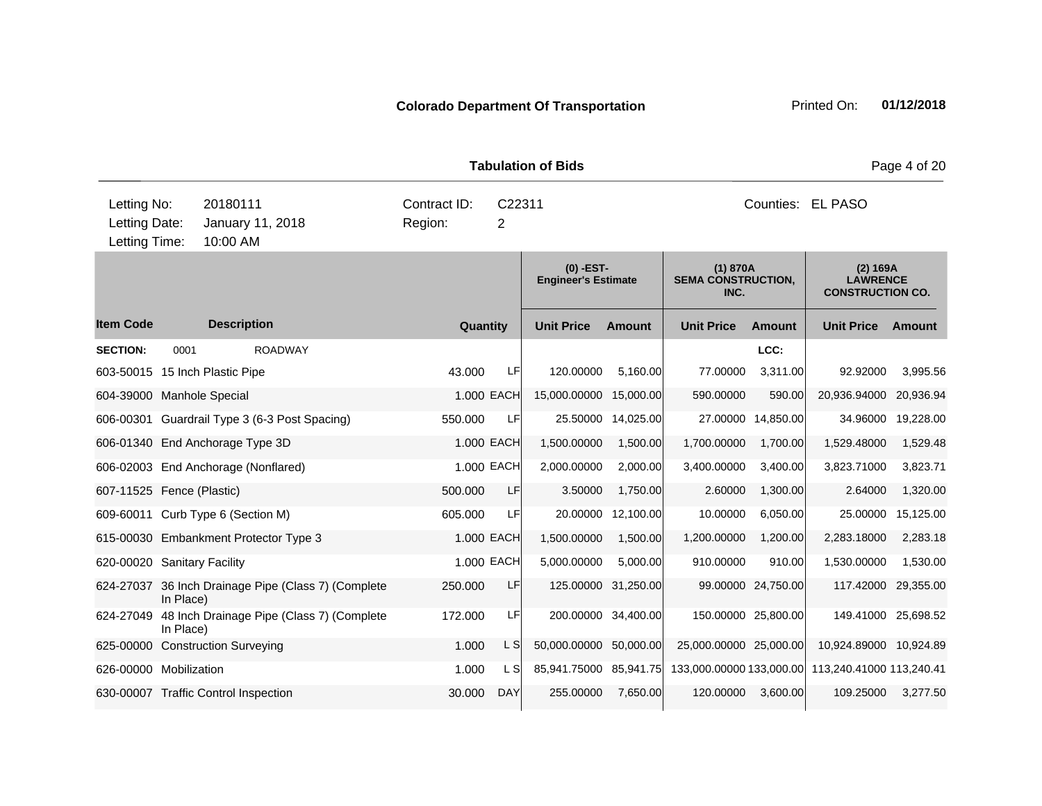**Colorado Department Of Transportation** Printed On: **01/12/2018**

**Tabulation of Bids**

| Letting No: | 20180111 | Contract ID: | C22311 | Counties: | EL PASO |
|---|---|---|---|---|---|
| Letting Date: | January 11, 2018 | Region: | 2 | | |
| Letting Time: | 10:00 AM | | | | |

| Item Code | Description | Quantity | | (0) -EST- Engineer's Estimate | | (1) 870A SEMA CONSTRUCTION, INC. | | (2) 169A LAWRENCE CONSTRUCTION CO. | |
|---|---|---|---|---|---|---|---|---|---|
| | | | | Unit Price | Amount | Unit Price | Amount | Unit Price | Amount |
| **SECTION:** | 0001 ROADWAY | | | | | | LCC: | | |
| 603-50015 | 15 Inch Plastic Pipe | 43.000 | LF | 120.00000 | 5,160.00 | 77.00000 | 3,311.00 | 92.92000 | 3,995.56 |
| 604-39000 | Manhole Special | 1.000 | EACH | 15,000.00000 | 15,000.00 | 590.00000 | 590.00 | 20,936.94000 | 20,936.94 |
| 606-00301 | Guardrail Type 3 (6-3 Post Spacing) | 550.000 | LF | 25.50000 | 14,025.00 | 27.00000 | 14,850.00 | 34.96000 | 19,228.00 |
| 606-01340 | End Anchorage Type 3D | 1.000 | EACH | 1,500.00000 | 1,500.00 | 1,700.00000 | 1,700.00 | 1,529.48000 | 1,529.48 |
| 606-02003 | End Anchorage (Nonflared) | 1.000 | EACH | 2,000.00000 | 2,000.00 | 3,400.00000 | 3,400.00 | 3,823.71000 | 3,823.71 |
| 607-11525 | Fence (Plastic) | 500.000 | LF | 3.50000 | 1,750.00 | 2.60000 | 1,300.00 | 2.64000 | 1,320.00 |
| 609-60011 | Curb Type 6 (Section M) | 605.000 | LF | 20.00000 | 12,100.00 | 10.00000 | 6,050.00 | 25.00000 | 15,125.00 |
| 615-00030 | Embankment Protector Type 3 | 1.000 | EACH | 1,500.00000 | 1,500.00 | 1,200.00000 | 1,200.00 | 2,283.18000 | 2,283.18 |
| 620-00020 | Sanitary Facility | 1.000 | EACH | 5,000.00000 | 5,000.00 | 910.00000 | 910.00 | 1,530.00000 | 1,530.00 |
| 624-27037 | 36 Inch Drainage Pipe (Class 7) (Complete In Place) | 250.000 | LF | 125.00000 | 31,250.00 | 99.00000 | 24,750.00 | 117.42000 | 29,355.00 |
| 624-27049 | 48 Inch Drainage Pipe (Class 7) (Complete In Place) | 172.000 | LF | 200.00000 | 34,400.00 | 150.00000 | 25,800.00 | 149.41000 | 25,698.52 |
| 625-00000 | Construction Surveying | 1.000 | L S | 50,000.00000 | 50,000.00 | 25,000.00000 | 25,000.00 | 10,924.89000 | 10,924.89 |
| 626-00000 | Mobilization | 1.000 | L S | 85,941.75000 | 85,941.75 | 133,000.00000 | 133,000.00 | 113,240.41000 | 113,240.41 |
| 630-00007 | Traffic Control Inspection | 30.000 | DAY | 255.00000 | 7,650.00 | 120.00000 | 3,600.00 | 109.25000 | 3,277.50 |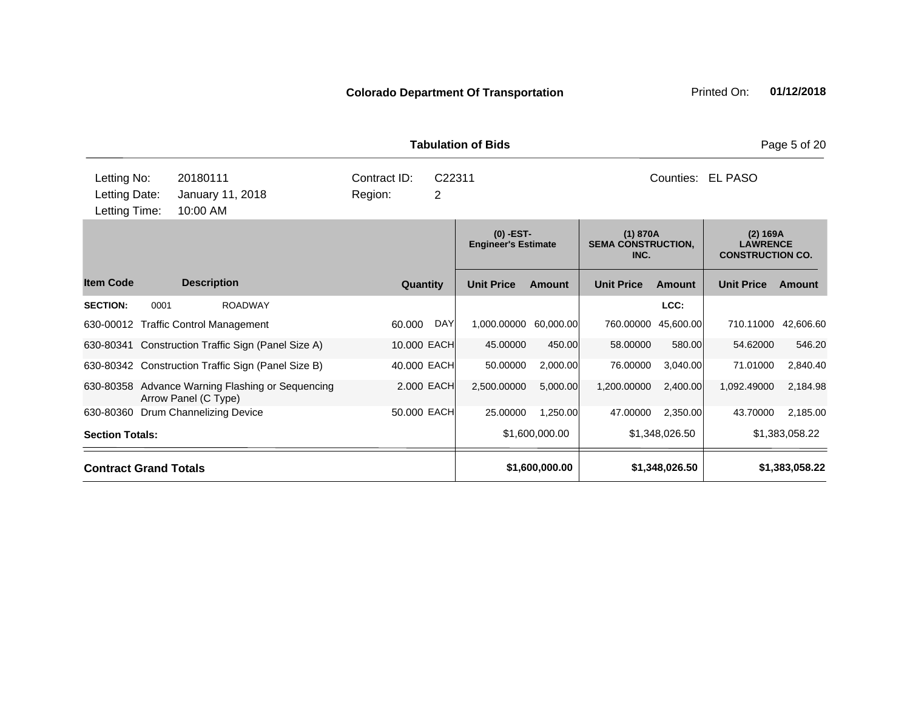**Colorado Department Of Transportation** Printed On: **01/12/2018**

**Tabulation of Bids**

| | | | | | |
|---|---|---|---|---|---|
| Letting No: | 20180111 | Contract ID: | C22311 | Counties: | EL PASO |
| Letting Date: | January 11, 2018 | Region: | 2 | | |
| Letting Time: | 10:00 AM | | | | |

| | | | | (0) -EST- Engineer's Estimate | | (1) 870A SEMA CONSTRUCTION, INC. | | (2) 169A LAWRENCE CONSTRUCTION CO. | |
|---|---|---|---|---|---|---|---|---|---|
| **Item Code** | **Description** | **Quantity** | | **Unit Price** | **Amount** | **Unit Price** | **Amount** | **Unit Price** | **Amount** |
| **SECTION:** | 0001 ROADWAY | | | | | | **LCC:** | | |
| 630-00012 | Traffic Control Management | 60.000 | DAY | 1,000.00000 | 60,000.00 | 760.00000 | 45,600.00 | 710.11000 | 42,606.60 |
| 630-80341 | Construction Traffic Sign (Panel Size A) | 10.000 | EACH | 45.00000 | 450.00 | 58.00000 | 580.00 | 54.62000 | 546.20 |
| 630-80342 | Construction Traffic Sign (Panel Size B) | 40.000 | EACH | 50.00000 | 2,000.00 | 76.00000 | 3,040.00 | 71.01000 | 2,840.40 |
| 630-80358 | Advance Warning Flashing or Sequencing Arrow Panel (C Type) | 2.000 | EACH | 2,500.00000 | 5,000.00 | 1,200.00000 | 2,400.00 | 1,092.49000 | 2,184.98 |
| 630-80360 | Drum Channelizing Device | 50.000 | EACH | 25.00000 | 1,250.00 | 47.00000 | 2,350.00 | 43.70000 | 2,185.00 |
| **Section Totals:** | | | | | $1,600,000.00 | | $1,348,026.50 | | $1,383,058.22 |
| **Contract Grand Totals** | | | | | **$1,600,000.00** | | **$1,348,026.50** | | **$1,383,058.22** |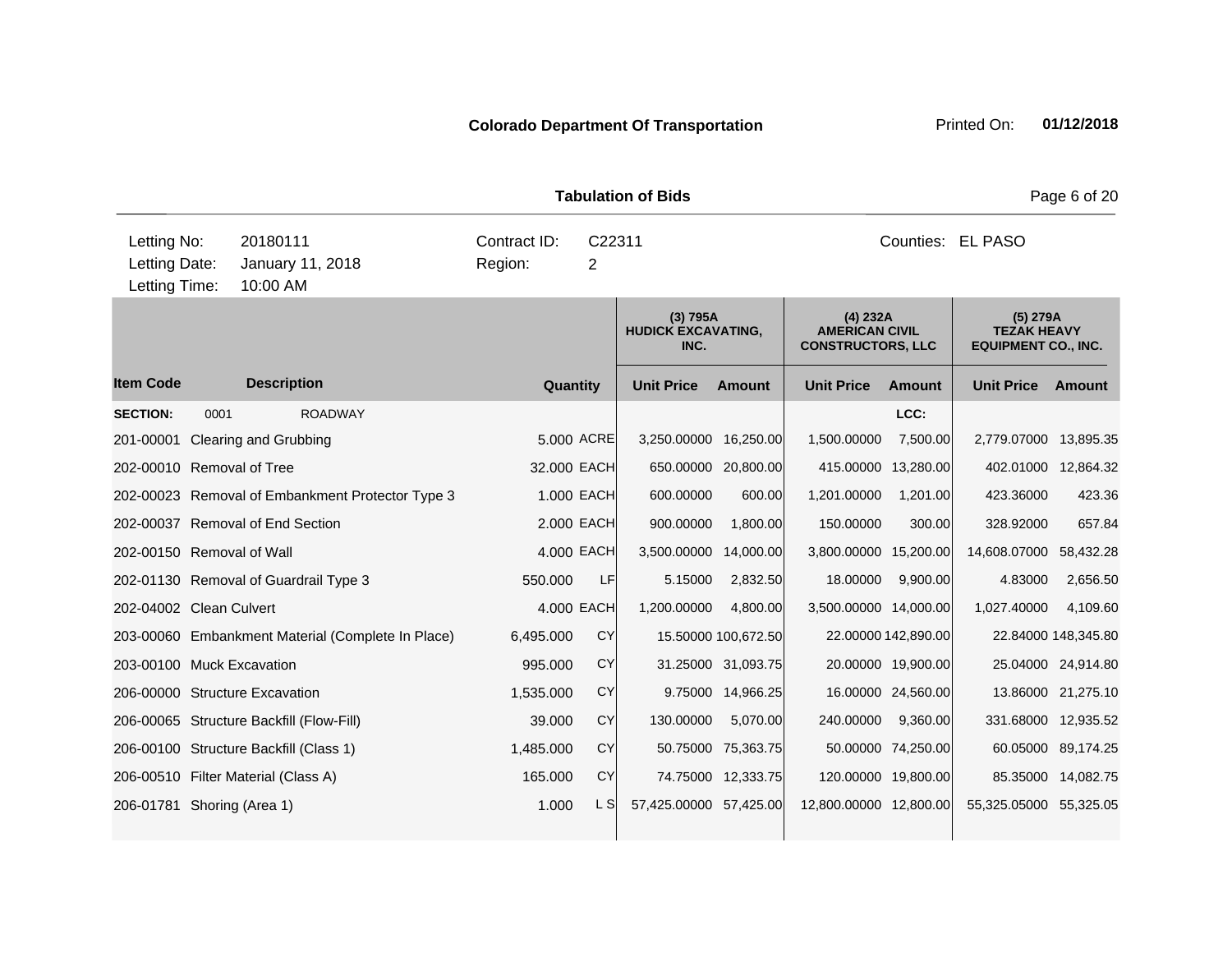**Colorado Department Of Transportation**

Printed On: **01/12/2018**

**Tabulation of Bids**

| Letting No: | 20180111 | Contract ID: | C22311 | Counties: | EL PASO |
|---|---|---|---|---|---|
| Letting Date: | January 11, 2018 | Region: | 2 | | |
| Letting Time: | 10:00 AM | | | | |

| | | | | (3) 795A HUDICK EXCAVATING, INC. | | (4) 232A AMERICAN CIVIL CONSTRUCTORS, LLC | | (5) 279A TEZAK HEAVY EQUIPMENT CO., INC. | |
|---|---|---|---|---|---|---|---|---|---|
| **Item Code** | **Description** | **Quantity** | | **Unit Price** | **Amount** | **Unit Price** | **Amount** | **Unit Price** | **Amount** |
| **SECTION:** | 0001 ROADWAY | | | | | | LCC: | | |
| 201-00001 | Clearing and Grubbing | 5.000 | ACRE | 3,250.00000 | 16,250.00 | 1,500.00000 | 7,500.00 | 2,779.07000 | 13,895.35 |
| 202-00010 | Removal of Tree | 32.000 | EACH | 650.00000 | 20,800.00 | 415.00000 | 13,280.00 | 402.01000 | 12,864.32 |
| 202-00023 | Removal of Embankment Protector Type 3 | 1.000 | EACH | 600.00000 | 600.00 | 1,201.00000 | 1,201.00 | 423.36000 | 423.36 |
| 202-00037 | Removal of End Section | 2.000 | EACH | 900.00000 | 1,800.00 | 150.00000 | 300.00 | 328.92000 | 657.84 |
| 202-00150 | Removal of Wall | 4.000 | EACH | 3,500.00000 | 14,000.00 | 3,800.00000 | 15,200.00 | 14,608.07000 | 58,432.28 |
| 202-01130 | Removal of Guardrail Type 3 | 550.000 | LF | 5.15000 | 2,832.50 | 18.00000 | 9,900.00 | 4.83000 | 2,656.50 |
| 202-04002 | Clean Culvert | 4.000 | EACH | 1,200.00000 | 4,800.00 | 3,500.00000 | 14,000.00 | 1,027.40000 | 4,109.60 |
| 203-00060 | Embankment Material (Complete In Place) | 6,495.000 | CY | 15.50000 | 100,672.50 | 22.00000 | 142,890.00 | 22.84000 | 148,345.80 |
| 203-00100 | Muck Excavation | 995.000 | CY | 31.25000 | 31,093.75 | 20.00000 | 19,900.00 | 25.04000 | 24,914.80 |
| 206-00000 | Structure Excavation | 1,535.000 | CY | 9.75000 | 14,966.25 | 16.00000 | 24,560.00 | 13.86000 | 21,275.10 |
| 206-00065 | Structure Backfill (Flow-Fill) | 39.000 | CY | 130.00000 | 5,070.00 | 240.00000 | 9,360.00 | 331.68000 | 12,935.52 |
| 206-00100 | Structure Backfill (Class 1) | 1,485.000 | CY | 50.75000 | 75,363.75 | 50.00000 | 74,250.00 | 60.05000 | 89,174.25 |
| 206-00510 | Filter Material (Class A) | 165.000 | CY | 74.75000 | 12,333.75 | 120.00000 | 19,800.00 | 85.35000 | 14,082.75 |
| 206-01781 | Shoring (Area 1) | 1.000 | L S | 57,425.00000 | 57,425.00 | 12,800.00000 | 12,800.00 | 55,325.05000 | 55,325.05 |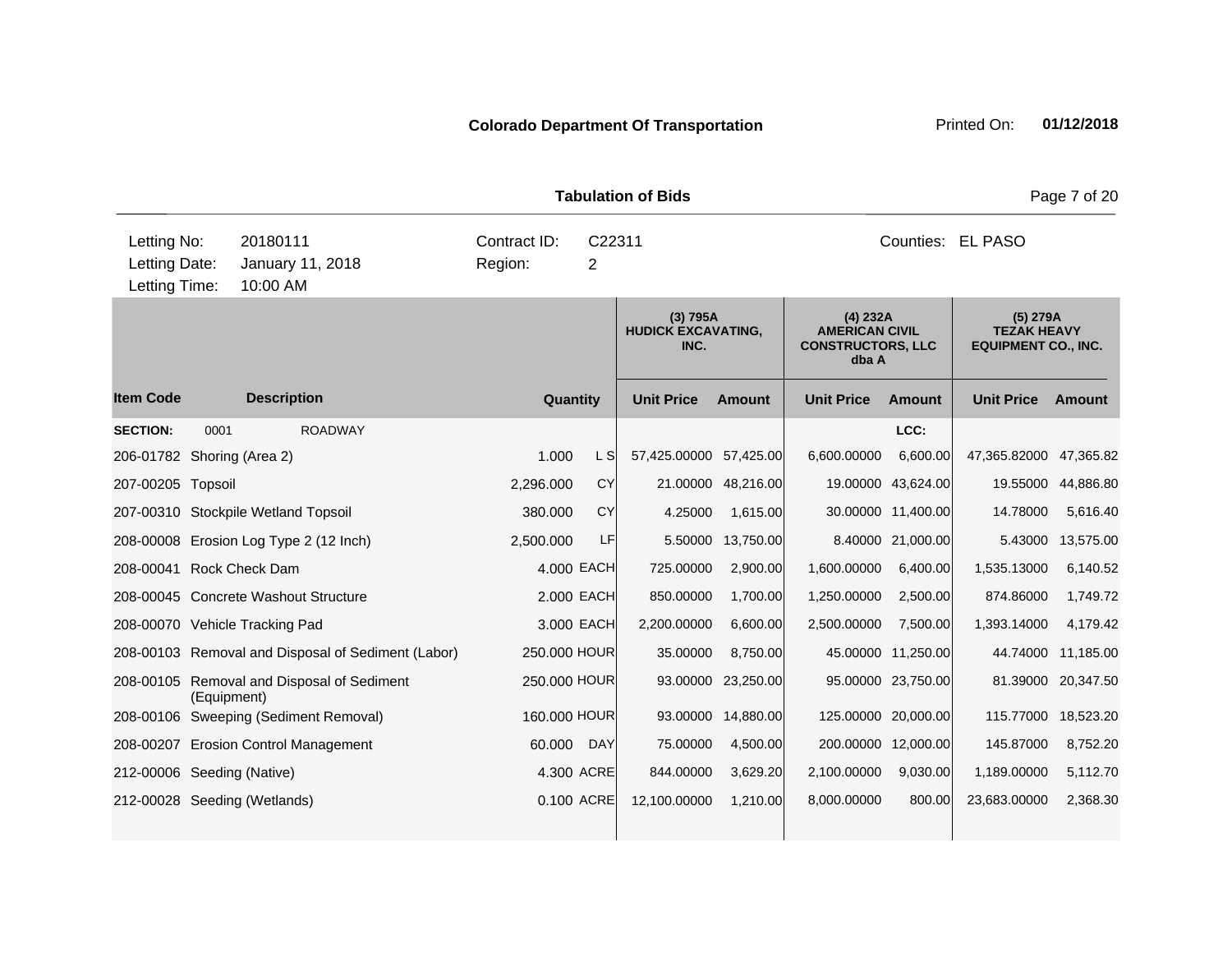**Colorado Department Of Transportation**

Printed On: **01/12/2018**

**Tabulation of Bids**

| | | | |
|---|---|---|---|
| Letting No: | 20180111 | Contract ID: | C22311 |
| Letting Date: | January 11, 2018 | Region: | 2 |
| Letting Time: | 10:00 AM | Counties: | EL PASO |

| | | | | (3) 795A HUDICK EXCAVATING, INC. | | (4) 232A AMERICAN CIVIL CONSTRUCTORS, LLC dba A | | (5) 279A TEZAK HEAVY EQUIPMENT CO., INC. | |
|---|---|---|---|---|---|---|---|---|---|
| **Item Code** | **Description** | **Quantity** | | **Unit Price** | **Amount** | **Unit Price** | **Amount** | **Unit Price** | **Amount** |
| **SECTION:** | 0001 ROADWAY | | | | | | **LCC:** | | |
| 206-01782 | Shoring (Area 2) | 1.000 | L S | 57,425.00000 | 57,425.00 | 6,600.00000 | 6,600.00 | 47,365.82000 | 47,365.82 |
| 207-00205 | Topsoil | 2,296.000 | CY | 21.00000 | 48,216.00 | 19.00000 | 43,624.00 | 19.55000 | 44,886.80 |
| 207-00310 | Stockpile Wetland Topsoil | 380.000 | CY | 4.25000 | 1,615.00 | 30.00000 | 11,400.00 | 14.78000 | 5,616.40 |
| 208-00008 | Erosion Log Type 2 (12 Inch) | 2,500.000 | LF | 5.50000 | 13,750.00 | 8.40000 | 21,000.00 | 5.43000 | 13,575.00 |
| 208-00041 | Rock Check Dam | 4.000 | EACH | 725.00000 | 2,900.00 | 1,600.00000 | 6,400.00 | 1,535.13000 | 6,140.52 |
| 208-00045 | Concrete Washout Structure | 2.000 | EACH | 850.00000 | 1,700.00 | 1,250.00000 | 2,500.00 | 874.86000 | 1,749.72 |
| 208-00070 | Vehicle Tracking Pad | 3.000 | EACH | 2,200.00000 | 6,600.00 | 2,500.00000 | 7,500.00 | 1,393.14000 | 4,179.42 |
| 208-00103 | Removal and Disposal of Sediment (Labor) | 250.000 | HOUR | 35.00000 | 8,750.00 | 45.00000 | 11,250.00 | 44.74000 | 11,185.00 |
| 208-00105 | Removal and Disposal of Sediment (Equipment) | 250.000 | HOUR | 93.00000 | 23,250.00 | 95.00000 | 23,750.00 | 81.39000 | 20,347.50 |
| 208-00106 | Sweeping (Sediment Removal) | 160.000 | HOUR | 93.00000 | 14,880.00 | 125.00000 | 20,000.00 | 115.77000 | 18,523.20 |
| 208-00207 | Erosion Control Management | 60.000 | DAY | 75.00000 | 4,500.00 | 200.00000 | 12,000.00 | 145.87000 | 8,752.20 |
| 212-00006 | Seeding (Native) | 4.300 | ACRE | 844.00000 | 3,629.20 | 2,100.00000 | 9,030.00 | 1,189.00000 | 5,112.70 |
| 212-00028 | Seeding (Wetlands) | 0.100 | ACRE | 12,100.00000 | 1,210.00 | 8,000.00000 | 800.00 | 23,683.00000 | 2,368.30 |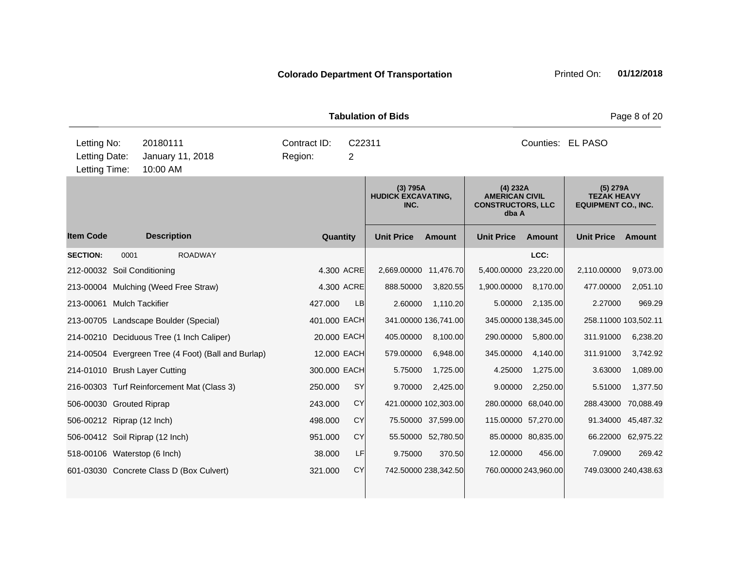**Colorado Department Of Transportation**

Printed On: **01/12/2018**

**Tabulation of Bids**

| Letting No: | 20180111 | Contract ID: | C22311 | Counties: | EL PASO |
|---|---|---|---|---|---|
| Letting Date: | January 11, 2018 | Region: | 2 | | |
| Letting Time: | 10:00 AM | | | | |

| | | | | (3) 795A HUDICK EXCAVATING, INC. | | (4) 232A AMERICAN CIVIL CONSTRUCTORS, LLC dba A | | (5) 279A TEZAK HEAVY EQUIPMENT CO., INC. | |
|---|---|---|---|---|---|---|---|---|---|
| **Item Code** | **Description** | **Quantity** | | **Unit Price** | **Amount** | **Unit Price** | **Amount** | **Unit Price** | **Amount** |
| **SECTION:** | 0001 ROADWAY | | | | | | LCC: | | |
| 212-00032 | Soil Conditioning | 4.300 | ACRE | 2,669.00000 | 11,476.70 | 5,400.00000 | 23,220.00 | 2,110.00000 | 9,073.00 |
| 213-00004 | Mulching (Weed Free Straw) | 4.300 | ACRE | 888.50000 | 3,820.55 | 1,900.00000 | 8,170.00 | 477.00000 | 2,051.10 |
| 213-00061 | Mulch Tackifier | 427.000 | LB | 2.60000 | 1,110.20 | 5.00000 | 2,135.00 | 2.27000 | 969.29 |
| 213-00705 | Landscape Boulder (Special) | 401.000 | EACH | 341.00000 | 136,741.00 | 345.00000 | 138,345.00 | 258.11000 | 103,502.11 |
| 214-00210 | Deciduous Tree (1 Inch Caliper) | 20.000 | EACH | 405.00000 | 8,100.00 | 290.00000 | 5,800.00 | 311.91000 | 6,238.20 |
| 214-00504 | Evergreen Tree (4 Foot) (Ball and Burlap) | 12.000 | EACH | 579.00000 | 6,948.00 | 345.00000 | 4,140.00 | 311.91000 | 3,742.92 |
| 214-01010 | Brush Layer Cutting | 300.000 | EACH | 5.75000 | 1,725.00 | 4.25000 | 1,275.00 | 3.63000 | 1,089.00 |
| 216-00303 | Turf Reinforcement Mat (Class 3) | 250.000 | SY | 9.70000 | 2,425.00 | 9.00000 | 2,250.00 | 5.51000 | 1,377.50 |
| 506-00030 | Grouted Riprap | 243.000 | CY | 421.00000 | 102,303.00 | 280.00000 | 68,040.00 | 288.43000 | 70,088.49 |
| 506-00212 | Riprap (12 Inch) | 498.000 | CY | 75.50000 | 37,599.00 | 115.00000 | 57,270.00 | 91.34000 | 45,487.32 |
| 506-00412 | Soil Riprap (12 Inch) | 951.000 | CY | 55.50000 | 52,780.50 | 85.00000 | 80,835.00 | 66.22000 | 62,975.22 |
| 518-00106 | Waterstop (6 Inch) | 38.000 | LF | 9.75000 | 370.50 | 12.00000 | 456.00 | 7.09000 | 269.42 |
| 601-03030 | Concrete Class D (Box Culvert) | 321.000 | CY | 742.50000 | 238,342.50 | 760.00000 | 243,960.00 | 749.03000 | 240,438.63 |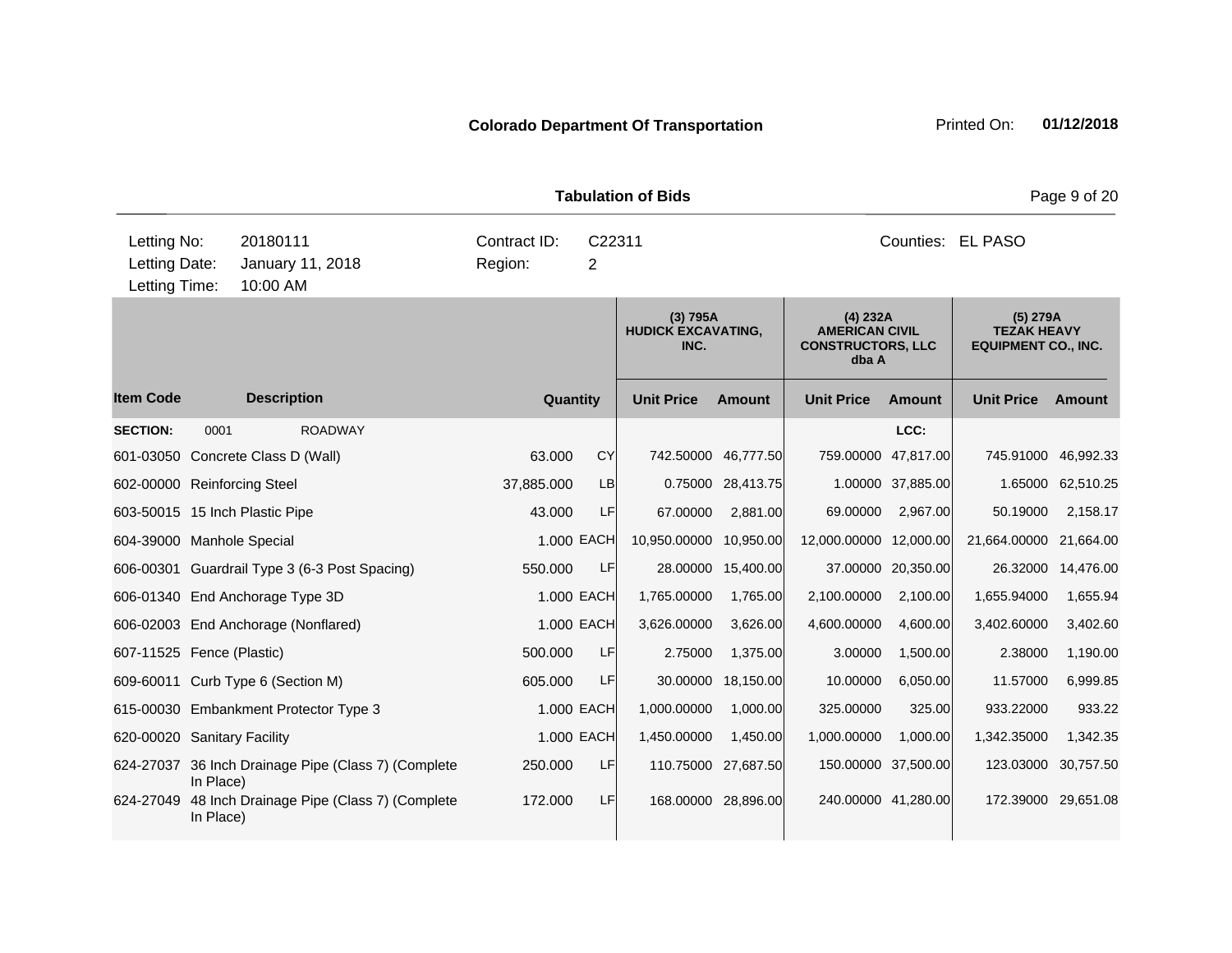**Colorado Department Of Transportation**

Printed On: **01/12/2018**

**Tabulation of Bids**

| | | | | | |
|---|---|---|---|---|---|
| Letting No: | 20180111 | Contract ID: | C22311 | Counties: | EL PASO |
| Letting Date: | January 11, 2018 | Region: | 2 | | |
| Letting Time: | 10:00 AM | | | | |

| | | | | (3) 795A HUDICK EXCAVATING, INC. | | (4) 232A AMERICAN CIVIL CONSTRUCTORS, LLC dba A | | (5) 279A TEZAK HEAVY EQUIPMENT CO., INC. | |
|---|---|---|---|---|---|---|---|---|---|
| **Item Code** | **Description** | **Quantity** | | **Unit Price** | **Amount** | **Unit Price** | **Amount** | **Unit Price** | **Amount** |
| **SECTION:** | 0001 ROADWAY | | | | | | LCC: | | |
| 601-03050 | Concrete Class D (Wall) | 63.000 | CY | 742.50000 | 46,777.50 | 759.00000 | 47,817.00 | 745.91000 | 46,992.33 |
| 602-00000 | Reinforcing Steel | 37,885.000 | LB | 0.75000 | 28,413.75 | 1.00000 | 37,885.00 | 1.65000 | 62,510.25 |
| 603-50015 | 15 Inch Plastic Pipe | 43.000 | LF | 67.00000 | 2,881.00 | 69.00000 | 2,967.00 | 50.19000 | 2,158.17 |
| 604-39000 | Manhole Special | 1.000 | EACH | 10,950.00000 | 10,950.00 | 12,000.00000 | 12,000.00 | 21,664.00000 | 21,664.00 |
| 606-00301 | Guardrail Type 3 (6-3 Post Spacing) | 550.000 | LF | 28.00000 | 15,400.00 | 37.00000 | 20,350.00 | 26.32000 | 14,476.00 |
| 606-01340 | End Anchorage Type 3D | 1.000 | EACH | 1,765.00000 | 1,765.00 | 2,100.00000 | 2,100.00 | 1,655.94000 | 1,655.94 |
| 606-02003 | End Anchorage (Nonflared) | 1.000 | EACH | 3,626.00000 | 3,626.00 | 4,600.00000 | 4,600.00 | 3,402.60000 | 3,402.60 |
| 607-11525 | Fence (Plastic) | 500.000 | LF | 2.75000 | 1,375.00 | 3.00000 | 1,500.00 | 2.38000 | 1,190.00 |
| 609-60011 | Curb Type 6 (Section M) | 605.000 | LF | 30.00000 | 18,150.00 | 10.00000 | 6,050.00 | 11.57000 | 6,999.85 |
| 615-00030 | Embankment Protector Type 3 | 1.000 | EACH | 1,000.00000 | 1,000.00 | 325.00000 | 325.00 | 933.22000 | 933.22 |
| 620-00020 | Sanitary Facility | 1.000 | EACH | 1,450.00000 | 1,450.00 | 1,000.00000 | 1,000.00 | 1,342.35000 | 1,342.35 |
| 624-27037 | 36 Inch Drainage Pipe (Class 7) (Complete In Place) | 250.000 | LF | 110.75000 | 27,687.50 | 150.00000 | 37,500.00 | 123.03000 | 30,757.50 |
| 624-27049 | 48 Inch Drainage Pipe (Class 7) (Complete In Place) | 172.000 | LF | 168.00000 | 28,896.00 | 240.00000 | 41,280.00 | 172.39000 | 29,651.08 |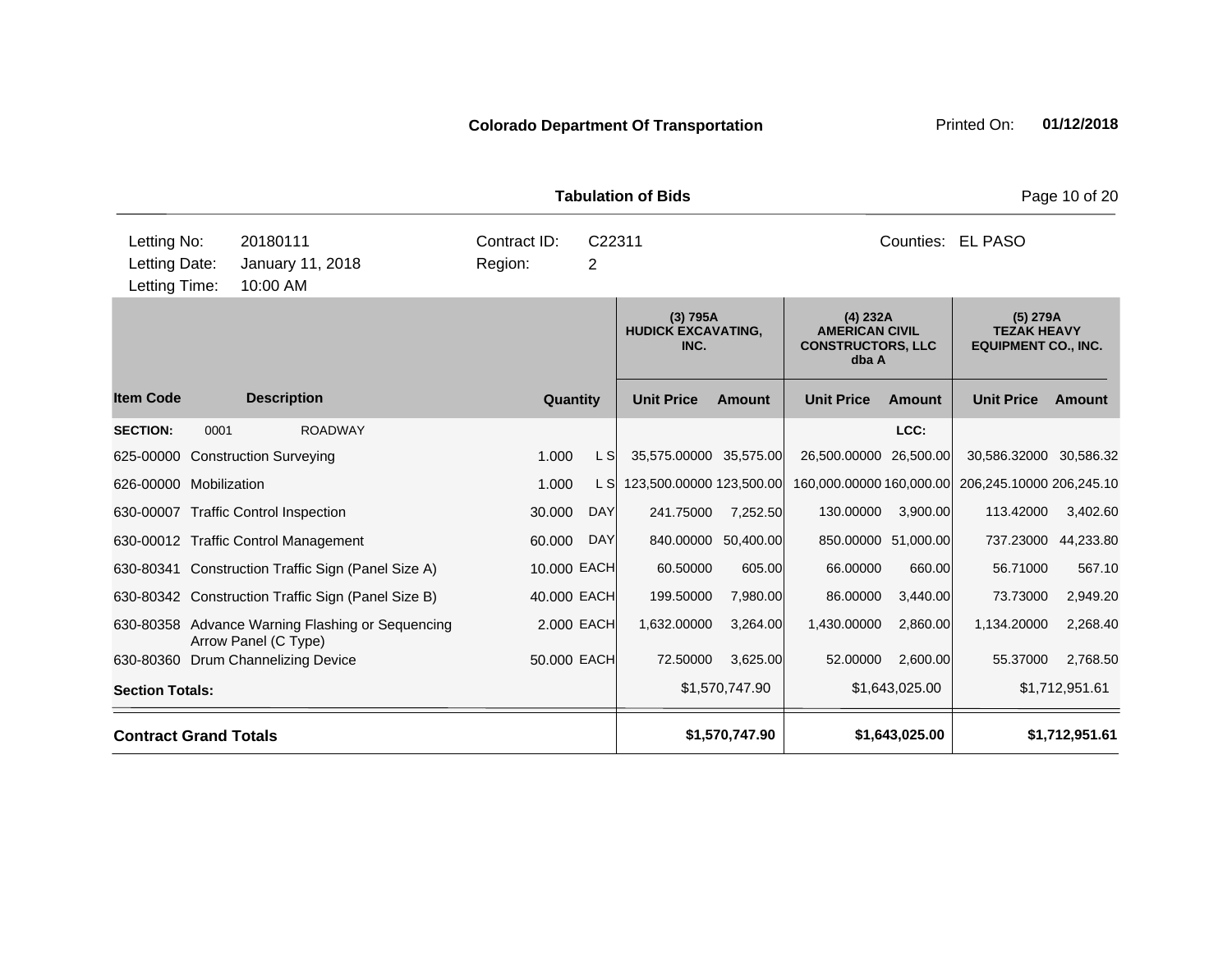**Colorado Department Of Transportation** Printed On: **01/12/2018**

**Tabulation of Bids**

| | | | |
|---|---|---|---|
| Letting No: | 20180111 | Contract ID: | C22311 |
| Letting Date: | January 11, 2018 | Region: | 2 |
| Letting Time: | 10:00 AM | | |

Counties: EL PASO

| | | | | (3) 795A HUDICK EXCAVATING, INC. | | (4) 232A AMERICAN CIVIL CONSTRUCTORS, LLC dba A | | (5) 279A TEZAK HEAVY EQUIPMENT CO., INC. | |
|---|---|---|---|---|---|---|---|---|---|
| **Item Code** | **Description** | **Quantity** | | **Unit Price** | **Amount** | **Unit Price** | **Amount** | **Unit Price** | **Amount** |
| **SECTION:** | 0001 ROADWAY | | | | | | LCC: | | |
| 625-00000 | Construction Surveying | 1.000 | L S | 35,575.00000 | 35,575.00 | 26,500.00000 | 26,500.00 | 30,586.32000 | 30,586.32 |
| 626-00000 | Mobilization | 1.000 | L S | 123,500.00000 | 123,500.00 | 160,000.00000 | 160,000.00 | 206,245.10000 | 206,245.10 |
| 630-00007 | Traffic Control Inspection | 30.000 | DAY | 241.75000 | 7,252.50 | 130.00000 | 3,900.00 | 113.42000 | 3,402.60 |
| 630-00012 | Traffic Control Management | 60.000 | DAY | 840.00000 | 50,400.00 | 850.00000 | 51,000.00 | 737.23000 | 44,233.80 |
| 630-80341 | Construction Traffic Sign (Panel Size A) | 10.000 | EACH | 60.50000 | 605.00 | 66.00000 | 660.00 | 56.71000 | 567.10 |
| 630-80342 | Construction Traffic Sign (Panel Size B) | 40.000 | EACH | 199.50000 | 7,980.00 | 86.00000 | 3,440.00 | 73.73000 | 2,949.20 |
| 630-80358 | Advance Warning Flashing or Sequencing Arrow Panel (C Type) | 2.000 | EACH | 1,632.00000 | 3,264.00 | 1,430.00000 | 2,860.00 | 1,134.20000 | 2,268.40 |
| 630-80360 | Drum Channelizing Device | 50.000 | EACH | 72.50000 | 3,625.00 | 52.00000 | 2,600.00 | 55.37000 | 2,768.50 |
| **Section Totals:** | | | | | $1,570,747.90 | | $1,643,025.00 | | $1,712,951.61 |
| **Contract Grand Totals** | | | | | **$1,570,747.90** | | **$1,643,025.00** | | **$1,712,951.61** |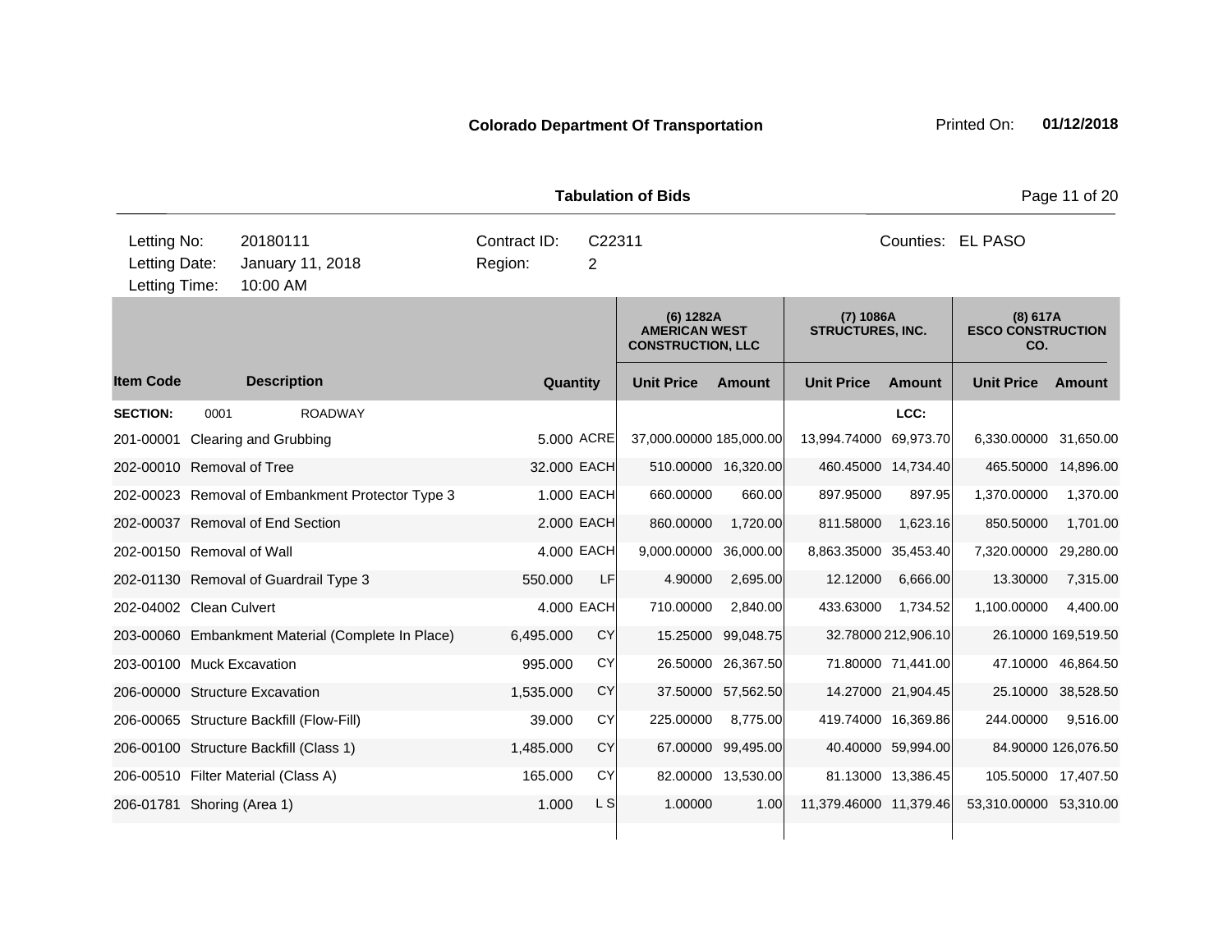**Colorado Department Of Transportation**

Printed On: **01/12/2018**

**Tabulation of Bids**

| Letting No: | 20180111 | Contract ID: | C22311 | Counties: | EL PASO |
|---|---|---|---|---|---|
| Letting Date: | January 11, 2018 | Region: | 2 | | |
| Letting Time: | 10:00 AM | | | | |

| | | | | (6) 1282A AMERICAN WEST CONSTRUCTION, LLC | | (7) 1086A STRUCTURES, INC. | | (8) 617A ESCO CONSTRUCTION CO. | |
|---|---|---|---|---|---|---|---|---|---|
| **Item Code** | **Description** | **Quantity** | | **Unit Price** | **Amount** | **Unit Price** | **Amount** | **Unit Price** | **Amount** |
| **SECTION:** | 0001 ROADWAY | | | | | | LCC: | | |
| 201-00001 | Clearing and Grubbing | 5.000 | ACRE | 37,000.00000 | 185,000.00 | 13,994.74000 | 69,973.70 | 6,330.00000 | 31,650.00 |
| 202-00010 | Removal of Tree | 32.000 | EACH | 510.00000 | 16,320.00 | 460.45000 | 14,734.40 | 465.50000 | 14,896.00 |
| 202-00023 | Removal of Embankment Protector Type 3 | 1.000 | EACH | 660.00000 | 660.00 | 897.95000 | 897.95 | 1,370.00000 | 1,370.00 |
| 202-00037 | Removal of End Section | 2.000 | EACH | 860.00000 | 1,720.00 | 811.58000 | 1,623.16 | 850.50000 | 1,701.00 |
| 202-00150 | Removal of Wall | 4.000 | EACH | 9,000.00000 | 36,000.00 | 8,863.35000 | 35,453.40 | 7,320.00000 | 29,280.00 |
| 202-01130 | Removal of Guardrail Type 3 | 550.000 | LF | 4.90000 | 2,695.00 | 12.12000 | 6,666.00 | 13.30000 | 7,315.00 |
| 202-04002 | Clean Culvert | 4.000 | EACH | 710.00000 | 2,840.00 | 433.63000 | 1,734.52 | 1,100.00000 | 4,400.00 |
| 203-00060 | Embankment Material (Complete In Place) | 6,495.000 | CY | 15.25000 | 99,048.75 | 32.78000 | 212,906.10 | 26.10000 | 169,519.50 |
| 203-00100 | Muck Excavation | 995.000 | CY | 26.50000 | 26,367.50 | 71.80000 | 71,441.00 | 47.10000 | 46,864.50 |
| 206-00000 | Structure Excavation | 1,535.000 | CY | 37.50000 | 57,562.50 | 14.27000 | 21,904.45 | 25.10000 | 38,528.50 |
| 206-00065 | Structure Backfill (Flow-Fill) | 39.000 | CY | 225.00000 | 8,775.00 | 419.74000 | 16,369.86 | 244.00000 | 9,516.00 |
| 206-00100 | Structure Backfill (Class 1) | 1,485.000 | CY | 67.00000 | 99,495.00 | 40.40000 | 59,994.00 | 84.90000 | 126,076.50 |
| 206-00510 | Filter Material (Class A) | 165.000 | CY | 82.00000 | 13,530.00 | 81.13000 | 13,386.45 | 105.50000 | 17,407.50 |
| 206-01781 | Shoring (Area 1) | 1.000 | L S | 1.00000 | 1.00 | 11,379.46000 | 11,379.46 | 53,310.00000 | 53,310.00 |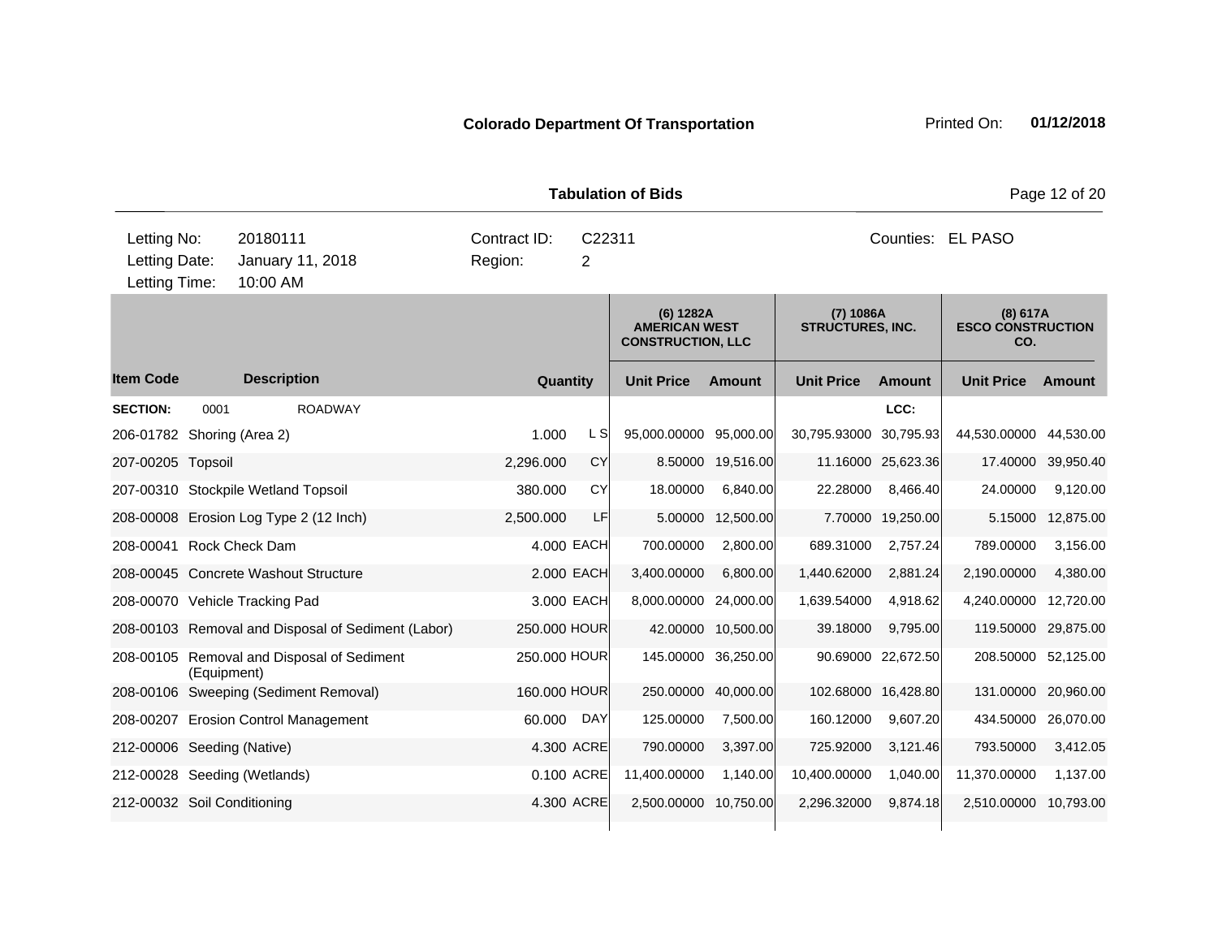**Colorado Department Of Transportation**

Printed On: **01/12/2018**

**Tabulation of Bids**

| | | | | | |
|---|---|---|---|---|---|
| Letting No: | 20180111 | Contract ID: | C22311 | Counties: | EL PASO |
| Letting Date: | January 11, 2018 | Region: | 2 | | |
| Letting Time: | 10:00 AM | | | | |

| | | | | (6) 1282A AMERICAN WEST CONSTRUCTION, LLC | | (7) 1086A STRUCTURES, INC. | | (8) 617A ESCO CONSTRUCTION CO. | |
|---|---|---|---|---|---|---|---|---|---|
| **Item Code** | **Description** | **Quantity** | | **Unit Price** | **Amount** | **Unit Price** | **Amount** | **Unit Price** | **Amount** |
| **SECTION:** | 0001 ROADWAY | | | | | | **LCC:** | | |
| 206-01782 | Shoring (Area 2) | 1.000 | L S | 95,000.00000 | 95,000.00 | 30,795.93000 | 30,795.93 | 44,530.00000 | 44,530.00 |
| 207-00205 | Topsoil | 2,296.000 | CY | 8.50000 | 19,516.00 | 11.16000 | 25,623.36 | 17.40000 | 39,950.40 |
| 207-00310 | Stockpile Wetland Topsoil | 380.000 | CY | 18.00000 | 6,840.00 | 22.28000 | 8,466.40 | 24.00000 | 9,120.00 |
| 208-00008 | Erosion Log Type 2 (12 Inch) | 2,500.000 | LF | 5.00000 | 12,500.00 | 7.70000 | 19,250.00 | 5.15000 | 12,875.00 |
| 208-00041 | Rock Check Dam | 4.000 | EACH | 700.00000 | 2,800.00 | 689.31000 | 2,757.24 | 789.00000 | 3,156.00 |
| 208-00045 | Concrete Washout Structure | 2.000 | EACH | 3,400.00000 | 6,800.00 | 1,440.62000 | 2,881.24 | 2,190.00000 | 4,380.00 |
| 208-00070 | Vehicle Tracking Pad | 3.000 | EACH | 8,000.00000 | 24,000.00 | 1,639.54000 | 4,918.62 | 4,240.00000 | 12,720.00 |
| 208-00103 | Removal and Disposal of Sediment (Labor) | 250.000 | HOUR | 42.00000 | 10,500.00 | 39.18000 | 9,795.00 | 119.50000 | 29,875.00 |
| 208-00105 | Removal and Disposal of Sediment (Equipment) | 250.000 | HOUR | 145.00000 | 36,250.00 | 90.69000 | 22,672.50 | 208.50000 | 52,125.00 |
| 208-00106 | Sweeping (Sediment Removal) | 160.000 | HOUR | 250.00000 | 40,000.00 | 102.68000 | 16,428.80 | 131.00000 | 20,960.00 |
| 208-00207 | Erosion Control Management | 60.000 | DAY | 125.00000 | 7,500.00 | 160.12000 | 9,607.20 | 434.50000 | 26,070.00 |
| 212-00006 | Seeding (Native) | 4.300 | ACRE | 790.00000 | 3,397.00 | 725.92000 | 3,121.46 | 793.50000 | 3,412.05 |
| 212-00028 | Seeding (Wetlands) | 0.100 | ACRE | 11,400.00000 | 1,140.00 | 10,400.00000 | 1,040.00 | 11,370.00000 | 1,137.00 |
| 212-00032 | Soil Conditioning | 4.300 | ACRE | 2,500.00000 | 10,750.00 | 2,296.32000 | 9,874.18 | 2,510.00000 | 10,793.00 |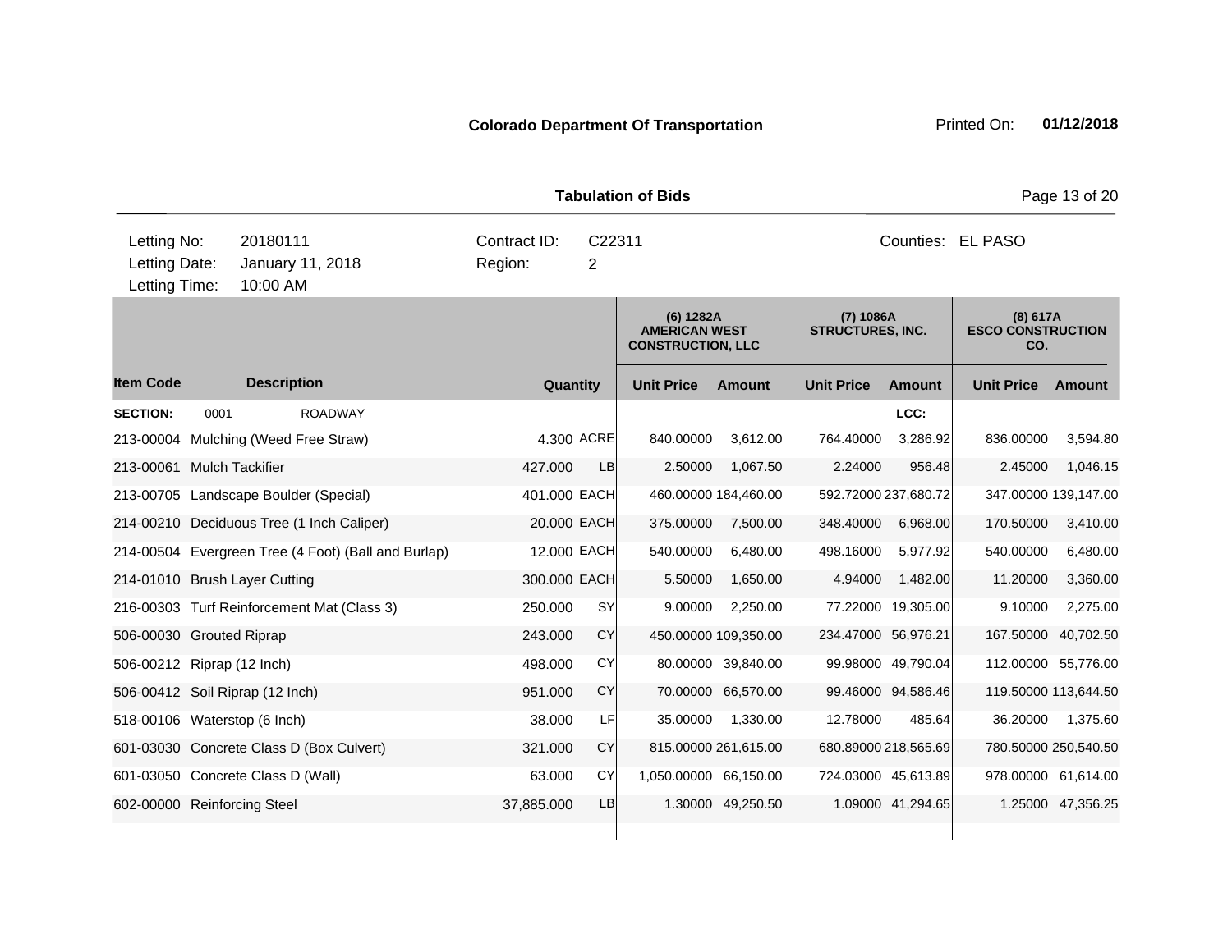**Colorado Department Of Transportation** Printed On: **01/12/2018**

**Tabulation of Bids**

| | | | | |
|---|---|---|---|---|
| Letting No: | 20180111 | Contract ID: | C22311 | Counties: EL PASO |
| Letting Date: | January 11, 2018 | Region: | 2 | |
| Letting Time: | 10:00 AM | | | |

| | | | | (6) 1282A AMERICAN WEST CONSTRUCTION, LLC | | (7) 1086A STRUCTURES, INC. | | (8) 617A ESCO CONSTRUCTION CO. | |
|---|---|---|---|---|---|---|---|---|---|
| **Item Code** | **Description** | **Quantity** | | **Unit Price** | **Amount** | **Unit Price** | **Amount** | **Unit Price** | **Amount** |
| **SECTION:** | 0001 ROADWAY | | | | | | LCC: | | |
| 213-00004 | Mulching (Weed Free Straw) | 4.300 | ACRE | 840.00000 | 3,612.00 | 764.40000 | 3,286.92 | 836.00000 | 3,594.80 |
| 213-00061 | Mulch Tackifier | 427.000 | LB | 2.50000 | 1,067.50 | 2.24000 | 956.48 | 2.45000 | 1,046.15 |
| 213-00705 | Landscape Boulder (Special) | 401.000 | EACH | 460.00000 | 184,460.00 | 592.72000 | 237,680.72 | 347.00000 | 139,147.00 |
| 214-00210 | Deciduous Tree (1 Inch Caliper) | 20.000 | EACH | 375.00000 | 7,500.00 | 348.40000 | 6,968.00 | 170.50000 | 3,410.00 |
| 214-00504 | Evergreen Tree (4 Foot) (Ball and Burlap) | 12.000 | EACH | 540.00000 | 6,480.00 | 498.16000 | 5,977.92 | 540.00000 | 6,480.00 |
| 214-01010 | Brush Layer Cutting | 300.000 | EACH | 5.50000 | 1,650.00 | 4.94000 | 1,482.00 | 11.20000 | 3,360.00 |
| 216-00303 | Turf Reinforcement Mat (Class 3) | 250.000 | SY | 9.00000 | 2,250.00 | 77.22000 | 19,305.00 | 9.10000 | 2,275.00 |
| 506-00030 | Grouted Riprap | 243.000 | CY | 450.00000 | 109,350.00 | 234.47000 | 56,976.21 | 167.50000 | 40,702.50 |
| 506-00212 | Riprap (12 Inch) | 498.000 | CY | 80.00000 | 39,840.00 | 99.98000 | 49,790.04 | 112.00000 | 55,776.00 |
| 506-00412 | Soil Riprap (12 Inch) | 951.000 | CY | 70.00000 | 66,570.00 | 99.46000 | 94,586.46 | 119.50000 | 113,644.50 |
| 518-00106 | Waterstop (6 Inch) | 38.000 | LF | 35.00000 | 1,330.00 | 12.78000 | 485.64 | 36.20000 | 1,375.60 |
| 601-03030 | Concrete Class D (Box Culvert) | 321.000 | CY | 815.00000 | 261,615.00 | 680.89000 | 218,565.69 | 780.50000 | 250,540.50 |
| 601-03050 | Concrete Class D (Wall) | 63.000 | CY | 1,050.00000 | 66,150.00 | 724.03000 | 45,613.89 | 978.00000 | 61,614.00 |
| 602-00000 | Reinforcing Steel | 37,885.000 | LB | 1.30000 | 49,250.50 | 1.09000 | 41,294.65 | 1.25000 | 47,356.25 |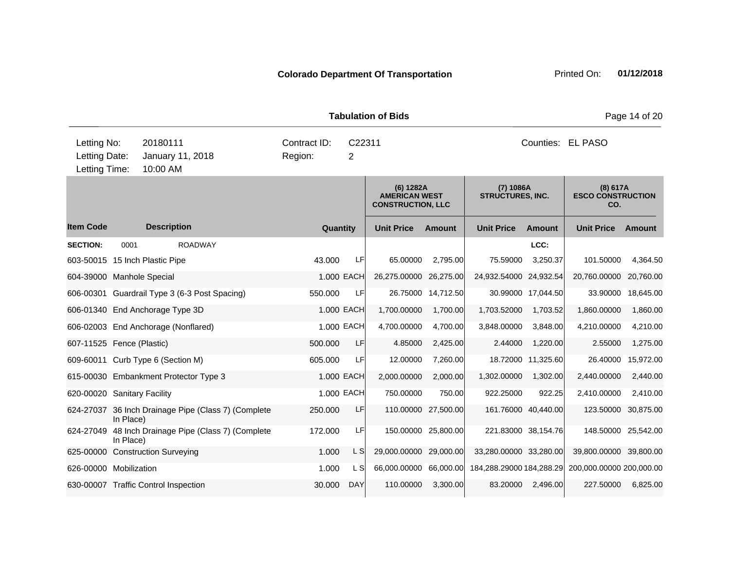**Colorado Department Of Transportation** Printed On: **01/12/2018**

**Tabulation of Bids**

| Letting No: | 20180111 | Contract ID: | C22311 | Counties: | EL PASO |
|---|---|---|---|---|---|
| Letting Date: | January 11, 2018 | Region: | 2 | | |
| Letting Time: | 10:00 AM | | | | |

| | | | | (6) 1282A AMERICAN WEST CONSTRUCTION, LLC | | (7) 1086A STRUCTURES, INC. | | (8) 617A ESCO CONSTRUCTION CO. | |
|---|---|---|---|---|---|---|---|---|---|
| **Item Code** | **Description** | **Quantity** | | **Unit Price** | **Amount** | **Unit Price** | **Amount** | **Unit Price** | **Amount** |
| **SECTION:** | 0001 ROADWAY | | | | | | LCC: | | |
| 603-50015 | 15 Inch Plastic Pipe | 43.000 | LF | 65.00000 | 2,795.00 | 75.59000 | 3,250.37 | 101.50000 | 4,364.50 |
| 604-39000 | Manhole Special | 1.000 | EACH | 26,275.00000 | 26,275.00 | 24,932.54000 | 24,932.54 | 20,760.00000 | 20,760.00 |
| 606-00301 | Guardrail Type 3 (6-3 Post Spacing) | 550.000 | LF | 26.75000 | 14,712.50 | 30.99000 | 17,044.50 | 33.90000 | 18,645.00 |
| 606-01340 | End Anchorage Type 3D | 1.000 | EACH | 1,700.00000 | 1,700.00 | 1,703.52000 | 1,703.52 | 1,860.00000 | 1,860.00 |
| 606-02003 | End Anchorage (Nonflared) | 1.000 | EACH | 4,700.00000 | 4,700.00 | 3,848.00000 | 3,848.00 | 4,210.00000 | 4,210.00 |
| 607-11525 | Fence (Plastic) | 500.000 | LF | 4.85000 | 2,425.00 | 2.44000 | 1,220.00 | 2.55000 | 1,275.00 |
| 609-60011 | Curb Type 6 (Section M) | 605.000 | LF | 12.00000 | 7,260.00 | 18.72000 | 11,325.60 | 26.40000 | 15,972.00 |
| 615-00030 | Embankment Protector Type 3 | 1.000 | EACH | 2,000.00000 | 2,000.00 | 1,302.00000 | 1,302.00 | 2,440.00000 | 2,440.00 |
| 620-00020 | Sanitary Facility | 1.000 | EACH | 750.00000 | 750.00 | 922.25000 | 922.25 | 2,410.00000 | 2,410.00 |
| 624-27037 | 36 Inch Drainage Pipe (Class 7) (Complete In Place) | 250.000 | LF | 110.00000 | 27,500.00 | 161.76000 | 40,440.00 | 123.50000 | 30,875.00 |
| 624-27049 | 48 Inch Drainage Pipe (Class 7) (Complete In Place) | 172.000 | LF | 150.00000 | 25,800.00 | 221.83000 | 38,154.76 | 148.50000 | 25,542.00 |
| 625-00000 | Construction Surveying | 1.000 | L S | 29,000.00000 | 29,000.00 | 33,280.00000 | 33,280.00 | 39,800.00000 | 39,800.00 |
| 626-00000 | Mobilization | 1.000 | L S | 66,000.00000 | 66,000.00 | 184,288.29000 | 184,288.29 | 200,000.00000 | 200,000.00 |
| 630-00007 | Traffic Control Inspection | 30.000 | DAY | 110.00000 | 3,300.00 | 83.20000 | 2,496.00 | 227.50000 | 6,825.00 |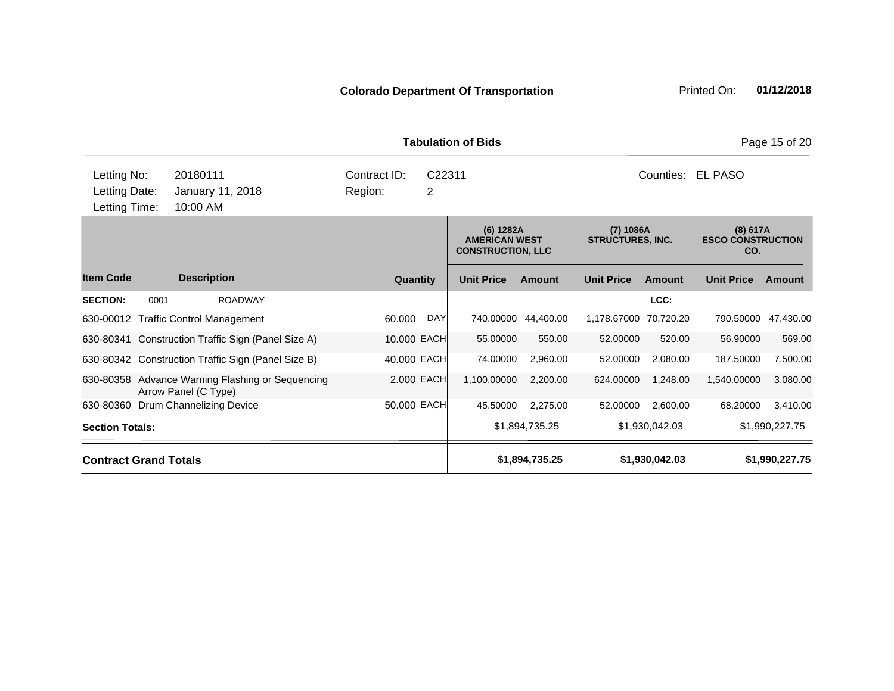**Colorado Department Of Transportation** Printed On: **01/12/2018**

**Tabulation of Bids**

| Letting No: | 20180111 | Contract ID: | C22311 | Counties: | EL PASO |
|---|---|---|---|---|---|
| Letting Date: | January 11, 2018 | Region: | 2 | | |
| Letting Time: | 10:00 AM | | | | |

| | | | | (6) 1282A AMERICAN WEST CONSTRUCTION, LLC | | (7) 1086A STRUCTURES, INC. | | (8) 617A ESCO CONSTRUCTION CO. | |
|---|---|---|---|---|---|---|---|---|---|
| **Item Code** | **Description** | **Quantity** | | **Unit Price** | **Amount** | **Unit Price** | **Amount** | **Unit Price** | **Amount** |
| **SECTION:** | 0001 ROADWAY | | | | | | LCC: | | |
| 630-00012 | Traffic Control Management | 60.000 | DAY | 740.00000 | 44,400.00 | 1,178.67000 | 70,720.20 | 790.50000 | 47,430.00 |
| 630-80341 | Construction Traffic Sign (Panel Size A) | 10.000 | EACH | 55.00000 | 550.00 | 52.00000 | 520.00 | 56.90000 | 569.00 |
| 630-80342 | Construction Traffic Sign (Panel Size B) | 40.000 | EACH | 74.00000 | 2,960.00 | 52.00000 | 2,080.00 | 187.50000 | 7,500.00 |
| 630-80358 | Advance Warning Flashing or Sequencing Arrow Panel (C Type) | 2.000 | EACH | 1,100.00000 | 2,200.00 | 624.00000 | 1,248.00 | 1,540.00000 | 3,080.00 |
| 630-80360 | Drum Channelizing Device | 50.000 | EACH | 45.50000 | 2,275.00 | 52.00000 | 2,600.00 | 68.20000 | 3,410.00 |
| **Section Totals:** | | | | | $1,894,735.25 | | $1,930,042.03 | | $1,990,227.75 |
| **Contract Grand Totals** | | | | | **$1,894,735.25** | | **$1,930,042.03** | | **$1,990,227.75** |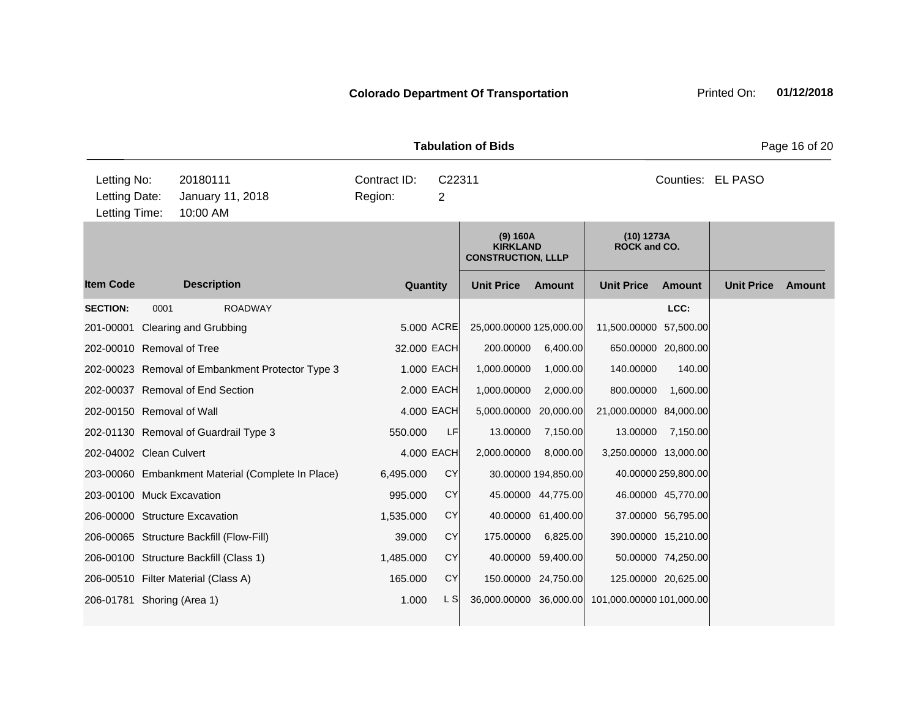**Colorado Department Of Transportation** Printed On: **01/12/2018**

**Tabulation of Bids**

| Letting No: | 20180111 | Contract ID: | C22311 | Counties: | EL PASO |
|---|---|---|---|---|---|
| Letting Date: | January 11, 2018 | Region: | 2 | | |
| Letting Time: | 10:00 AM | | | | |

| | | | | (9) 160A KIRKLAND CONSTRUCTION, LLLP | | (10) 1273A ROCK and CO. | | | |
|---|---|---|---|---|---|---|---|---|---|
| **Item Code** | **Description** | **Quantity** | | **Unit Price** | **Amount** | **Unit Price** | **Amount** | **Unit Price** | **Amount** |
| **SECTION:** 0001 | ROADWAY | | | | | | LCC: | | |
| 201-00001 | Clearing and Grubbing | 5.000 | ACRE | 25,000.00000 | 125,000.00 | 11,500.00000 | 57,500.00 | | |
| 202-00010 | Removal of Tree | 32.000 | EACH | 200.00000 | 6,400.00 | 650.00000 | 20,800.00 | | |
| 202-00023 | Removal of Embankment Protector Type 3 | 1.000 | EACH | 1,000.00000 | 1,000.00 | 140.00000 | 140.00 | | |
| 202-00037 | Removal of End Section | 2.000 | EACH | 1,000.00000 | 2,000.00 | 800.00000 | 1,600.00 | | |
| 202-00150 | Removal of Wall | 4.000 | EACH | 5,000.00000 | 20,000.00 | 21,000.00000 | 84,000.00 | | |
| 202-01130 | Removal of Guardrail Type 3 | 550.000 | LF | 13.00000 | 7,150.00 | 13.00000 | 7,150.00 | | |
| 202-04002 | Clean Culvert | 4.000 | EACH | 2,000.00000 | 8,000.00 | 3,250.00000 | 13,000.00 | | |
| 203-00060 | Embankment Material (Complete In Place) | 6,495.000 | CY | 30.00000 | 194,850.00 | 40.00000 | 259,800.00 | | |
| 203-00100 | Muck Excavation | 995.000 | CY | 45.00000 | 44,775.00 | 46.00000 | 45,770.00 | | |
| 206-00000 | Structure Excavation | 1,535.000 | CY | 40.00000 | 61,400.00 | 37.00000 | 56,795.00 | | |
| 206-00065 | Structure Backfill (Flow-Fill) | 39.000 | CY | 175.00000 | 6,825.00 | 390.00000 | 15,210.00 | | |
| 206-00100 | Structure Backfill (Class 1) | 1,485.000 | CY | 40.00000 | 59,400.00 | 50.00000 | 74,250.00 | | |
| 206-00510 | Filter Material (Class A) | 165.000 | CY | 150.00000 | 24,750.00 | 125.00000 | 20,625.00 | | |
| 206-01781 | Shoring (Area 1) | 1.000 | L S | 36,000.00000 | 36,000.00 | 101,000.00000 | 101,000.00 | | |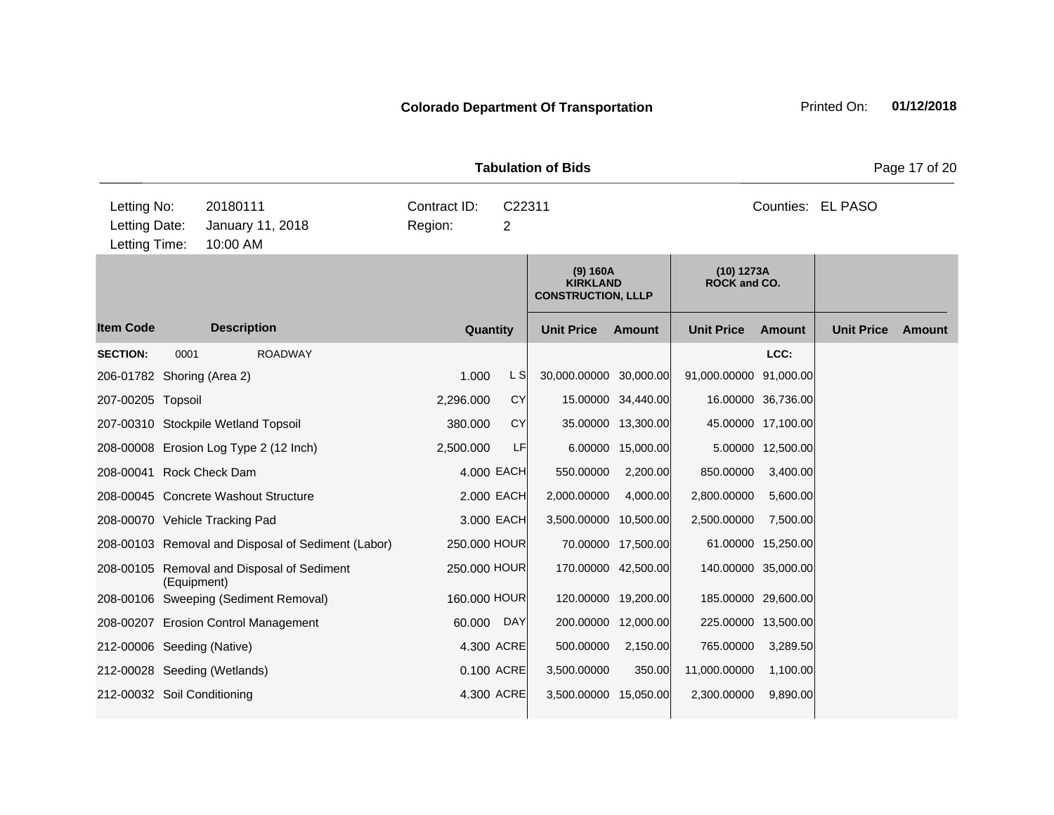**Colorado Department Of Transportation** Printed On: **01/12/2018**

**Tabulation of Bids**

| | | | |
|---|---|---|---|
| Letting No: | 20180111 | Contract ID: | C22311 |
| Letting Date: | January 11, 2018 | Region: | 2 |
| Letting Time: | 10:00 AM | | |

Counties: EL PASO

| | | | | (9) 160A KIRKLAND CONSTRUCTION, LLLP | | (10) 1273A ROCK and CO. | | | |
|---|---|---|---|---|---|---|---|---|---|
| **Item Code** | **Description** | **Quantity** | | **Unit Price** | **Amount** | **Unit Price** | **Amount** | **Unit Price** | **Amount** |
| **SECTION:** | 0001 ROADWAY | | | | | | LCC: | | |
| 206-01782 | Shoring (Area 2) | 1.000 | L S | 30,000.00000 | 30,000.00 | 91,000.00000 | 91,000.00 | | |
| 207-00205 | Topsoil | 2,296.000 | CY | 15.00000 | 34,440.00 | 16.00000 | 36,736.00 | | |
| 207-00310 | Stockpile Wetland Topsoil | 380.000 | CY | 35.00000 | 13,300.00 | 45.00000 | 17,100.00 | | |
| 208-00008 | Erosion Log Type 2 (12 Inch) | 2,500.000 | LF | 6.00000 | 15,000.00 | 5.00000 | 12,500.00 | | |
| 208-00041 | Rock Check Dam | 4.000 | EACH | 550.00000 | 2,200.00 | 850.00000 | 3,400.00 | | |
| 208-00045 | Concrete Washout Structure | 2.000 | EACH | 2,000.00000 | 4,000.00 | 2,800.00000 | 5,600.00 | | |
| 208-00070 | Vehicle Tracking Pad | 3.000 | EACH | 3,500.00000 | 10,500.00 | 2,500.00000 | 7,500.00 | | |
| 208-00103 | Removal and Disposal of Sediment (Labor) | 250.000 | HOUR | 70.00000 | 17,500.00 | 61.00000 | 15,250.00 | | |
| 208-00105 | Removal and Disposal of Sediment (Equipment) | 250.000 | HOUR | 170.00000 | 42,500.00 | 140.00000 | 35,000.00 | | |
| 208-00106 | Sweeping (Sediment Removal) | 160.000 | HOUR | 120.00000 | 19,200.00 | 185.00000 | 29,600.00 | | |
| 208-00207 | Erosion Control Management | 60.000 | DAY | 200.00000 | 12,000.00 | 225.00000 | 13,500.00 | | |
| 212-00006 | Seeding (Native) | 4.300 | ACRE | 500.00000 | 2,150.00 | 765.00000 | 3,289.50 | | |
| 212-00028 | Seeding (Wetlands) | 0.100 | ACRE | 3,500.00000 | 350.00 | 11,000.00000 | 1,100.00 | | |
| 212-00032 | Soil Conditioning | 4.300 | ACRE | 3,500.00000 | 15,050.00 | 2,300.00000 | 9,890.00 | | |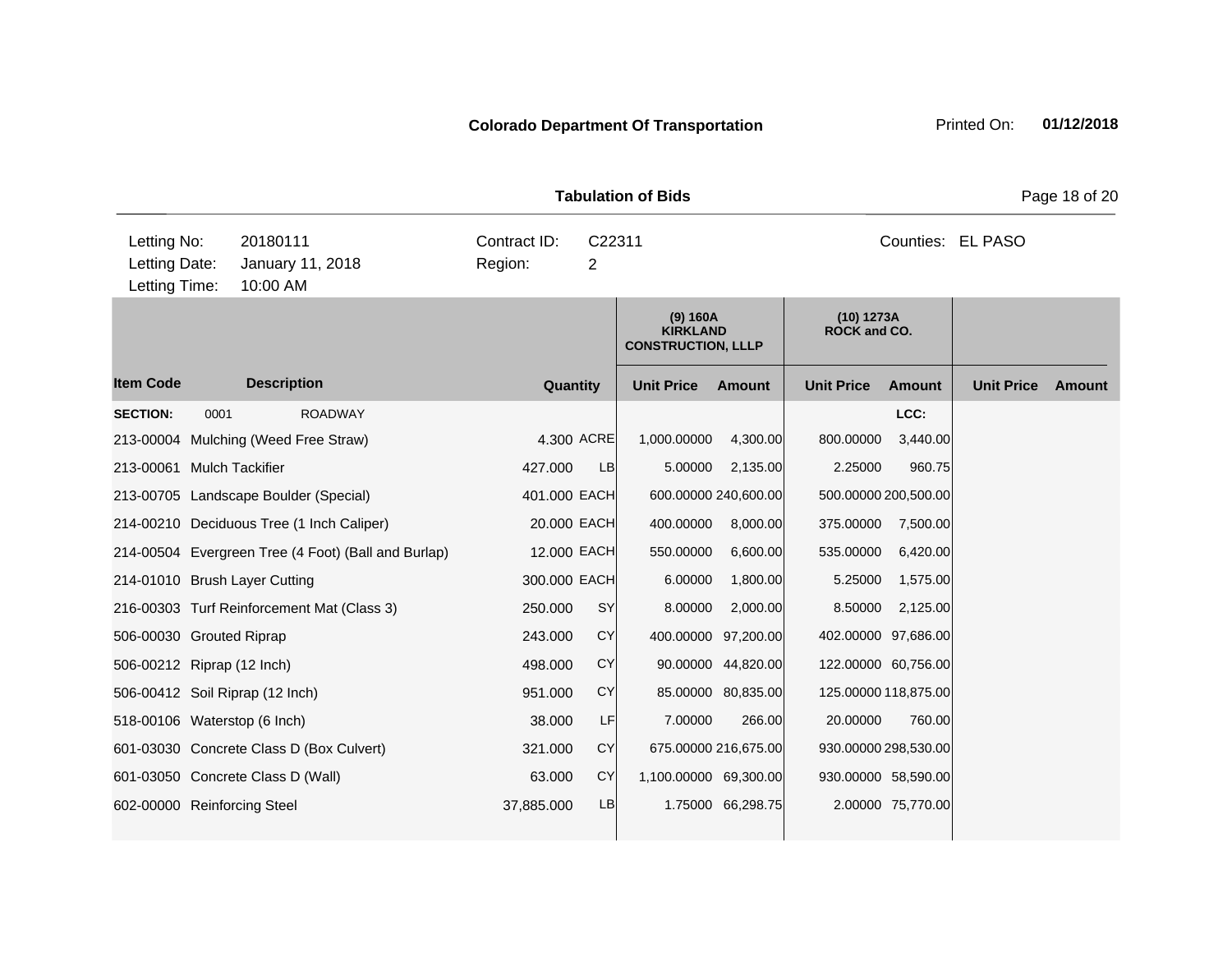**Colorado Department Of Transportation**

Printed On: **01/12/2018**

**Tabulation of Bids**

| | | | |
|---|---|---|---|
| Letting No: | 20180111 | Contract ID: | C22311 |
| Letting Date: | January 11, 2018 | Region: | 2 |
| Letting Time: | 10:00 AM | | |

Counties: EL PASO

| Item Code | Description | Quantity | | (9) 160A KIRKLAND CONSTRUCTION, LLLP | | (10) 1273A ROCK and CO. | | | |
|---|---|---|---|---|---|---|---|---|---|
| | | | | Unit Price | Amount | Unit Price | Amount | Unit Price | Amount |
| **SECTION:** | 0001 ROADWAY | | | | | | LCC: | | |
| 213-00004 | Mulching (Weed Free Straw) | 4.300 | ACRE | 1,000.00000 | 4,300.00 | 800.00000 | 3,440.00 | | |
| 213-00061 | Mulch Tackifier | 427.000 | LB | 5.00000 | 2,135.00 | 2.25000 | 960.75 | | |
| 213-00705 | Landscape Boulder (Special) | 401.000 | EACH | 600.00000 | 240,600.00 | 500.00000 | 200,500.00 | | |
| 214-00210 | Deciduous Tree (1 Inch Caliper) | 20.000 | EACH | 400.00000 | 8,000.00 | 375.00000 | 7,500.00 | | |
| 214-00504 | Evergreen Tree (4 Foot) (Ball and Burlap) | 12.000 | EACH | 550.00000 | 6,600.00 | 535.00000 | 6,420.00 | | |
| 214-01010 | Brush Layer Cutting | 300.000 | EACH | 6.00000 | 1,800.00 | 5.25000 | 1,575.00 | | |
| 216-00303 | Turf Reinforcement Mat (Class 3) | 250.000 | SY | 8.00000 | 2,000.00 | 8.50000 | 2,125.00 | | |
| 506-00030 | Grouted Riprap | 243.000 | CY | 400.00000 | 97,200.00 | 402.00000 | 97,686.00 | | |
| 506-00212 | Riprap (12 Inch) | 498.000 | CY | 90.00000 | 44,820.00 | 122.00000 | 60,756.00 | | |
| 506-00412 | Soil Riprap (12 Inch) | 951.000 | CY | 85.00000 | 80,835.00 | 125.00000 | 118,875.00 | | |
| 518-00106 | Waterstop (6 Inch) | 38.000 | LF | 7.00000 | 266.00 | 20.00000 | 760.00 | | |
| 601-03030 | Concrete Class D (Box Culvert) | 321.000 | CY | 675.00000 | 216,675.00 | 930.00000 | 298,530.00 | | |
| 601-03050 | Concrete Class D (Wall) | 63.000 | CY | 1,100.00000 | 69,300.00 | 930.00000 | 58,590.00 | | |
| 602-00000 | Reinforcing Steel | 37,885.000 | LB | 1.75000 | 66,298.75 | 2.00000 | 75,770.00 | | |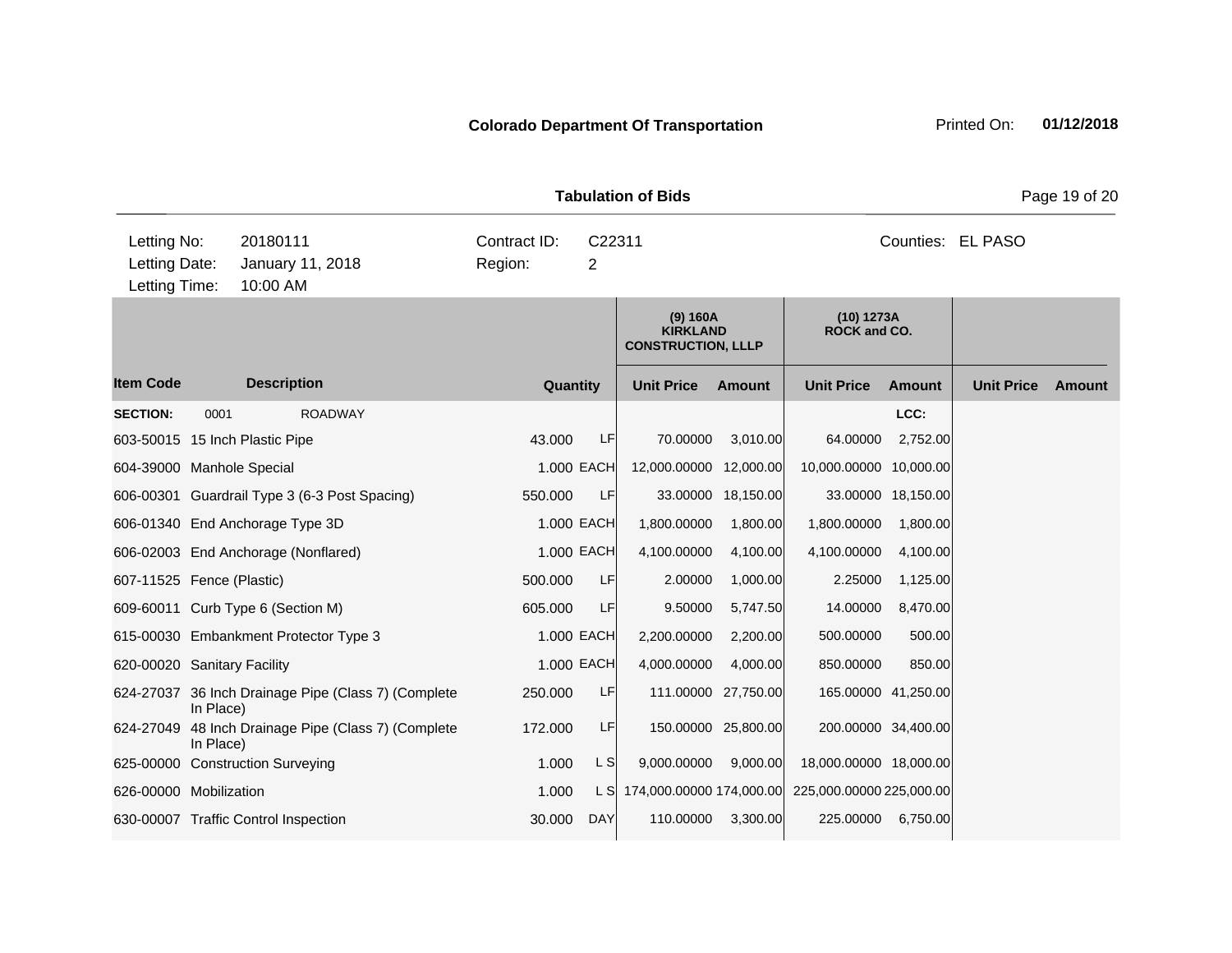**Colorado Department Of Transportation** — Printed On: **01/12/2018**

**Tabulation of Bids**

| | | | |
|---|---|---|---|
| Letting No: | 20180111 | Contract ID: | C22311 |
| Letting Date: | January 11, 2018 | Region: | 2 |
| Letting Time: | 10:00 AM | Counties: | EL PASO |

| Item Code | Description | Quantity | | (9) 160A KIRKLAND CONSTRUCTION, LLLP Unit Price | Amount | (10) 1273A ROCK and CO. Unit Price | Amount | Unit Price | Amount |
|---|---|---|---|---|---|---|---|---|---|
| **SECTION:** 0001 | ROADWAY | | | | | | LCC: | | |
| 603-50015 | 15 Inch Plastic Pipe | 43.000 | LF | 70.00000 | 3,010.00 | 64.00000 | 2,752.00 | | |
| 604-39000 | Manhole Special | 1.000 | EACH | 12,000.00000 | 12,000.00 | 10,000.00000 | 10,000.00 | | |
| 606-00301 | Guardrail Type 3 (6-3 Post Spacing) | 550.000 | LF | 33.00000 | 18,150.00 | 33.00000 | 18,150.00 | | |
| 606-01340 | End Anchorage Type 3D | 1.000 | EACH | 1,800.00000 | 1,800.00 | 1,800.00000 | 1,800.00 | | |
| 606-02003 | End Anchorage (Nonflared) | 1.000 | EACH | 4,100.00000 | 4,100.00 | 4,100.00000 | 4,100.00 | | |
| 607-11525 | Fence (Plastic) | 500.000 | LF | 2.00000 | 1,000.00 | 2.25000 | 1,125.00 | | |
| 609-60011 | Curb Type 6 (Section M) | 605.000 | LF | 9.50000 | 5,747.50 | 14.00000 | 8,470.00 | | |
| 615-00030 | Embankment Protector Type 3 | 1.000 | EACH | 2,200.00000 | 2,200.00 | 500.00000 | 500.00 | | |
| 620-00020 | Sanitary Facility | 1.000 | EACH | 4,000.00000 | 4,000.00 | 850.00000 | 850.00 | | |
| 624-27037 | 36 Inch Drainage Pipe (Class 7) (Complete In Place) | 250.000 | LF | 111.00000 | 27,750.00 | 165.00000 | 41,250.00 | | |
| 624-27049 | 48 Inch Drainage Pipe (Class 7) (Complete In Place) | 172.000 | LF | 150.00000 | 25,800.00 | 200.00000 | 34,400.00 | | |
| 625-00000 | Construction Surveying | 1.000 | L S | 9,000.00000 | 9,000.00 | 18,000.00000 | 18,000.00 | | |
| 626-00000 | Mobilization | 1.000 | L S | 174,000.00000 | 174,000.00 | 225,000.00000 | 225,000.00 | | |
| 630-00007 | Traffic Control Inspection | 30.000 | DAY | 110.00000 | 3,300.00 | 225.00000 | 6,750.00 | | |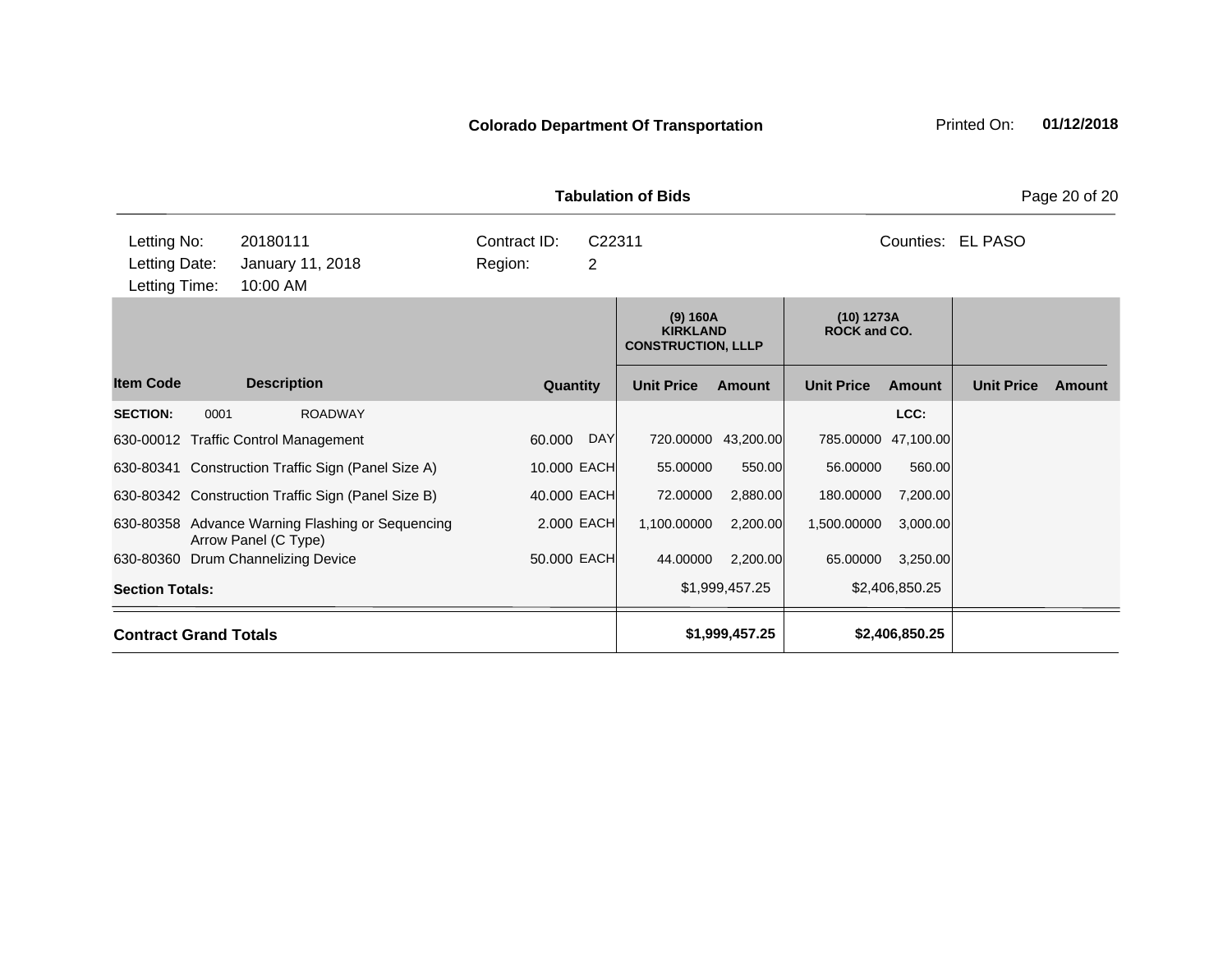**Colorado Department Of Transportation** Printed On: **01/12/2018**

**Tabulation of Bids**

| Letting No: | 20180111 | Contract ID: | C22311 | Counties: | EL PASO |
|---|---|---|---|---|---|
| Letting Date: | January 11, 2018 | Region: | 2 | | |
| Letting Time: | 10:00 AM | | | | |

| Item Code | Description | Quantity | | (9) 160A KIRKLAND CONSTRUCTION, LLLP | | (10) 1273A ROCK and CO. | | | |
|---|---|---|---|---|---|---|---|---|---|
| | | | | Unit Price | Amount | Unit Price | Amount | Unit Price | Amount |
| **SECTION:** 0001 | ROADWAY | | | | | | LCC: | | |
| 630-00012 | Traffic Control Management | 60.000 | DAY | 720.00000 | 43,200.00 | 785.00000 | 47,100.00 | | |
| 630-80341 | Construction Traffic Sign (Panel Size A) | 10.000 | EACH | 55.00000 | 550.00 | 56.00000 | 560.00 | | |
| 630-80342 | Construction Traffic Sign (Panel Size B) | 40.000 | EACH | 72.00000 | 2,880.00 | 180.00000 | 7,200.00 | | |
| 630-80358 | Advance Warning Flashing or Sequencing Arrow Panel (C Type) | 2.000 | EACH | 1,100.00000 | 2,200.00 | 1,500.00000 | 3,000.00 | | |
| 630-80360 | Drum Channelizing Device | 50.000 | EACH | 44.00000 | 2,200.00 | 65.00000 | 3,250.00 | | |
| **Section Totals:** | | | | | $1,999,457.25 | | $2,406,850.25 | | |
| **Contract Grand Totals** | | | | | **$1,999,457.25** | | **$2,406,850.25** | | |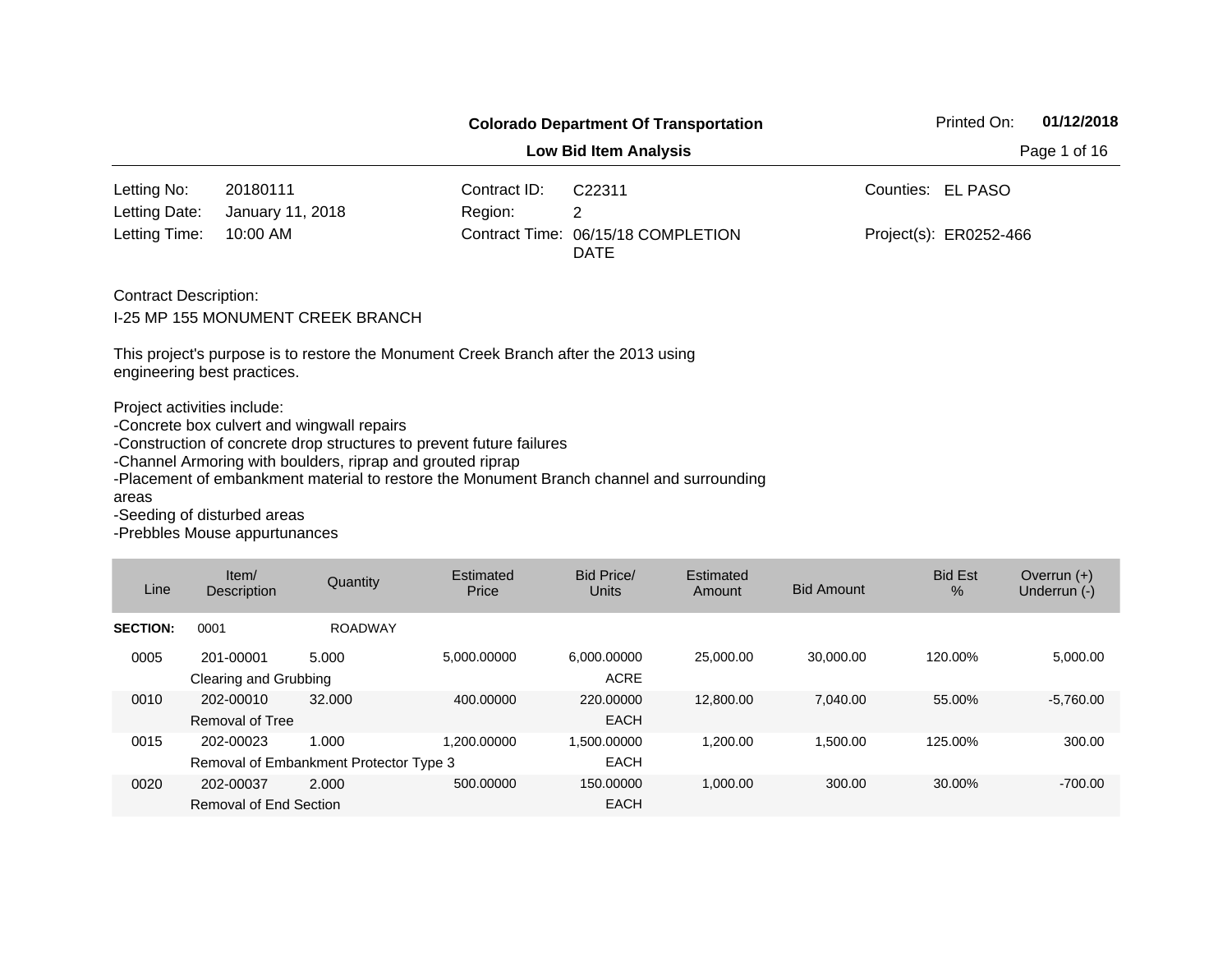**Colorado Department Of Transportation**

**Low Bid Item Analysis**

Printed On: **01/12/2018**

| | | | | | |
|---|---|---|---|---|---|
| Letting No: | 20180111 | Contract ID: | C22311 | Counties: | EL PASO |
| Letting Date: | January 11, 2018 | Region: | 2 | | |
| Letting Time: | 10:00 AM | Contract Time: | 06/15/18 COMPLETION DATE | Project(s): | ER0252-466 |

Contract Description:

I-25 MP 155 MONUMENT CREEK BRANCH

This project's purpose is to restore the Monument Creek Branch after the 2013 using engineering best practices.

Project activities include:
-Concrete box culvert and wingwall repairs
-Construction of concrete drop structures to prevent future failures
-Channel Armoring with boulders, riprap and grouted riprap
-Placement of embankment material to restore the Monument Branch channel and surrounding areas
-Seeding of disturbed areas
-Prebbles Mouse appurtunances

| Line | Item/ Description | Quantity | Estimated Price | Bid Price/ Units | Estimated Amount | Bid Amount | Bid Est % | Overrun (+) Underrun (-) |
|---|---|---|---|---|---|---|---|---|
| **SECTION:** | 0001 | ROADWAY | | | | | | |
| 0005 | 201-00001 Clearing and Grubbing | 5.000 | 5,000.00000 | 6,000.00000 ACRE | 25,000.00 | 30,000.00 | 120.00% | 5,000.00 |
| 0010 | 202-00010 Removal of Tree | 32.000 | 400.00000 | 220.00000 EACH | 12,800.00 | 7,040.00 | 55.00% | -5,760.00 |
| 0015 | 202-00023 Removal of Embankment Protector Type 3 | 1.000 | 1,200.00000 | 1,500.00000 EACH | 1,200.00 | 1,500.00 | 125.00% | 300.00 |
| 0020 | 202-00037 Removal of End Section | 2.000 | 500.00000 | 150.00000 EACH | 1,000.00 | 300.00 | 30.00% | -700.00 |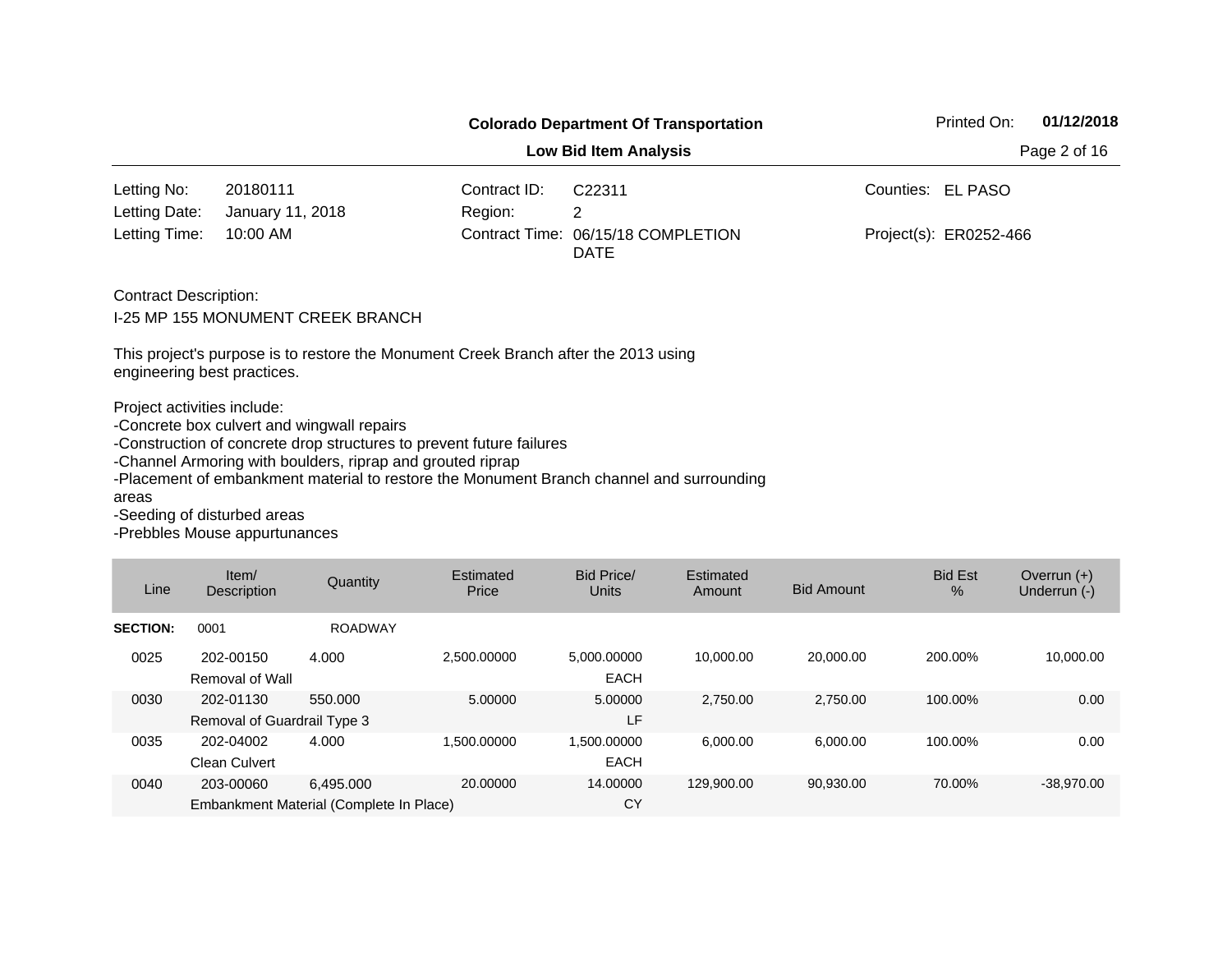**Colorado Department Of Transportation**

Printed On: **01/12/2018**

**Low Bid Item Analysis**

| | | | | | |
|---|---|---|---|---|---|
| Letting No: | 20180111 | Contract ID: | C22311 | Counties: | EL PASO |
| Letting Date: | January 11, 2018 | Region: | 2 | | |
| Letting Time: | 10:00 AM | Contract Time: | 06/15/18 COMPLETION DATE | Project(s): | ER0252-466 |

Contract Description:

I-25 MP 155 MONUMENT CREEK BRANCH

This project's purpose is to restore the Monument Creek Branch after the 2013 using engineering best practices.

Project activities include:
-Concrete box culvert and wingwall repairs
-Construction of concrete drop structures to prevent future failures
-Channel Armoring with boulders, riprap and grouted riprap
-Placement of embankment material to restore the Monument Branch channel and surrounding areas
-Seeding of disturbed areas
-Prebbles Mouse appurtunances

| Line | Item/ Description | Quantity | Estimated Price | Bid Price/ Units | Estimated Amount | Bid Amount | Bid Est % | Overrun (+) Underrun (-) |
|---|---|---|---|---|---|---|---|---|
| **SECTION:** | 0001 | ROADWAY | | | | | | |
| 0025 | 202-00150 Removal of Wall | 4.000 | 2,500.00000 | 5,000.00000 EACH | 10,000.00 | 20,000.00 | 200.00% | 10,000.00 |
| 0030 | 202-01130 Removal of Guardrail Type 3 | 550.000 | 5.00000 | 5.00000 LF | 2,750.00 | 2,750.00 | 100.00% | 0.00 |
| 0035 | 202-04002 Clean Culvert | 4.000 | 1,500.00000 | 1,500.00000 EACH | 6,000.00 | 6,000.00 | 100.00% | 0.00 |
| 0040 | 203-00060 Embankment Material (Complete In Place) | 6,495.000 | 20.00000 | 14.00000 CY | 129,900.00 | 90,930.00 | 70.00% | -38,970.00 |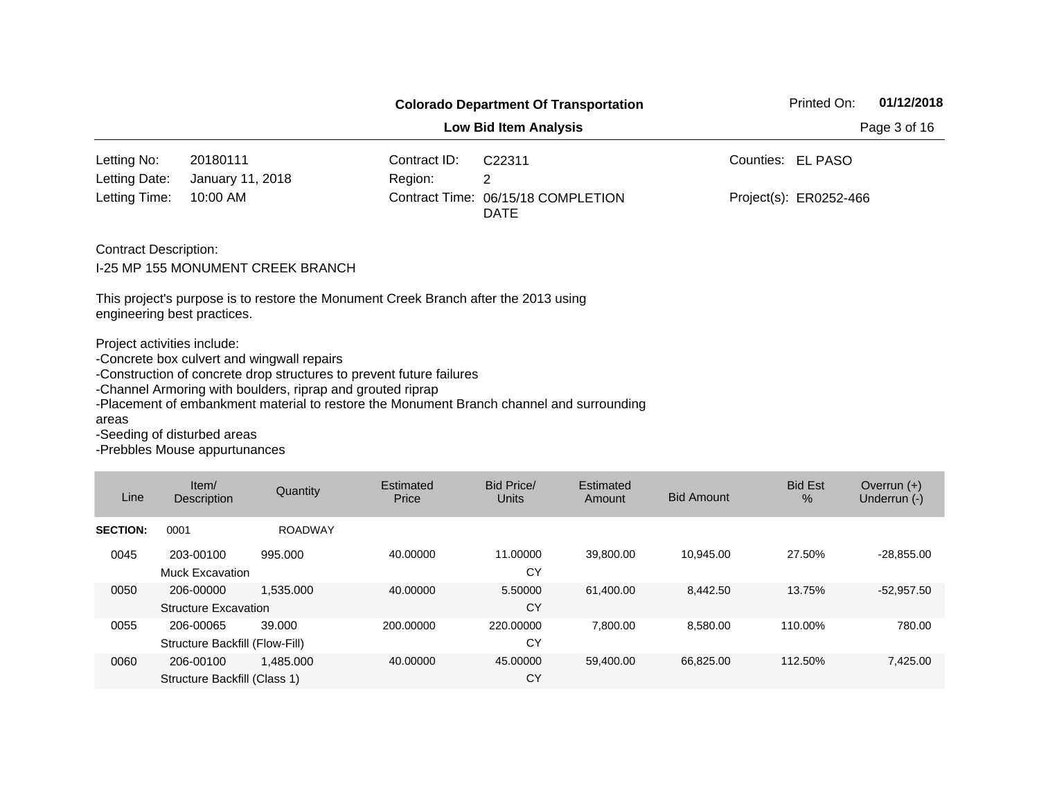**Colorado Department Of Transportation**

**Low Bid Item Analysis**

Printed On: **01/12/2018**

| | | | | | |
|---|---|---|---|---|---|
| Letting No: | 20180111 | Contract ID: | C22311 | Counties: | EL PASO |
| Letting Date: | January 11, 2018 | Region: | 2 | | |
| Letting Time: | 10:00 AM | Contract Time: | 06/15/18 COMPLETION DATE | Project(s): | ER0252-466 |

Contract Description:

I-25 MP 155 MONUMENT CREEK BRANCH

This project's purpose is to restore the Monument Creek Branch after the 2013 using engineering best practices.

Project activities include:
-Concrete box culvert and wingwall repairs
-Construction of concrete drop structures to prevent future failures
-Channel Armoring with boulders, riprap and grouted riprap
-Placement of embankment material to restore the Monument Branch channel and surrounding areas
-Seeding of disturbed areas
-Prebbles Mouse appurtunances

| Line | Item/ Description | Quantity | Estimated Price | Bid Price/ Units | Estimated Amount | Bid Amount | Bid Est % | Overrun (+) Underrun (-) |
|---|---|---|---|---|---|---|---|---|
| **SECTION:** | 0001 | ROADWAY | | | | | | |
| 0045 | 203-00100 Muck Excavation | 995.000 | 40.00000 | 11.00000 CY | 39,800.00 | 10,945.00 | 27.50% | -28,855.00 |
| 0050 | 206-00000 Structure Excavation | 1,535.000 | 40.00000 | 5.50000 CY | 61,400.00 | 8,442.50 | 13.75% | -52,957.50 |
| 0055 | 206-00065 Structure Backfill (Flow-Fill) | 39.000 | 200.00000 | 220.00000 CY | 7,800.00 | 8,580.00 | 110.00% | 780.00 |
| 0060 | 206-00100 Structure Backfill (Class 1) | 1,485.000 | 40.00000 | 45.00000 CY | 59,400.00 | 66,825.00 | 112.50% | 7,425.00 |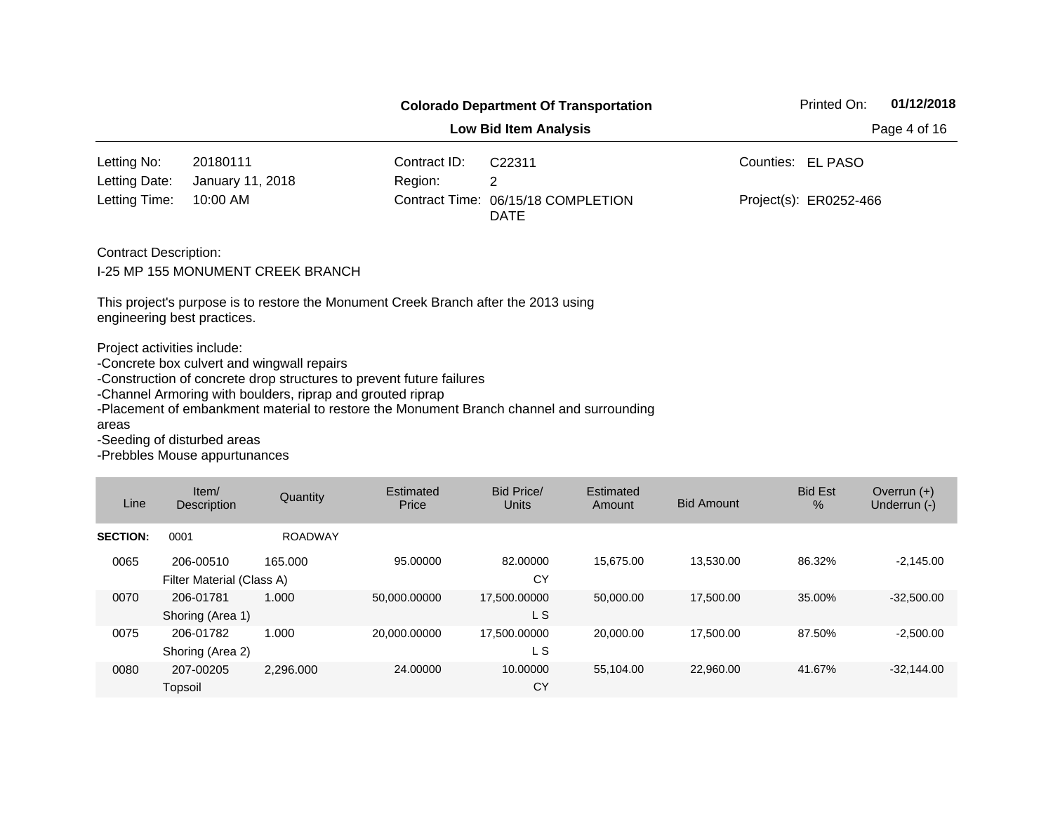**Colorado Department Of Transportation**

**Low Bid Item Analysis**

Printed On: **01/12/2018**

| | | | | | |
|---|---|---|---|---|---|
| Letting No: | 20180111 | Contract ID: | C22311 | Counties: | EL PASO |
| Letting Date: | January 11, 2018 | Region: | 2 | | |
| Letting Time: | 10:00 AM | Contract Time: | 06/15/18 COMPLETION DATE | Project(s): | ER0252-466 |

Contract Description:

I-25 MP 155 MONUMENT CREEK BRANCH

This project's purpose is to restore the Monument Creek Branch after the 2013 using engineering best practices.

Project activities include:
-Concrete box culvert and wingwall repairs
-Construction of concrete drop structures to prevent future failures
-Channel Armoring with boulders, riprap and grouted riprap
-Placement of embankment material to restore the Monument Branch channel and surrounding areas
-Seeding of disturbed areas
-Prebbles Mouse appurtunances

| Line | Item/ Description | Quantity | Estimated Price | Bid Price/ Units | Estimated Amount | Bid Amount | Bid Est % | Overrun (+) Underrun (-) |
|---|---|---|---|---|---|---|---|---|
| **SECTION:** | 0001 | ROADWAY | | | | | | |
| 0065 | 206-00510 Filter Material (Class A) | 165.000 | 95.00000 | 82.00000 CY | 15,675.00 | 13,530.00 | 86.32% | -2,145.00 |
| 0070 | 206-01781 Shoring (Area 1) | 1.000 | 50,000.00000 | 17,500.00000 L S | 50,000.00 | 17,500.00 | 35.00% | -32,500.00 |
| 0075 | 206-01782 Shoring (Area 2) | 1.000 | 20,000.00000 | 17,500.00000 L S | 20,000.00 | 17,500.00 | 87.50% | -2,500.00 |
| 0080 | 207-00205 Topsoil | 2,296.000 | 24.00000 | 10.00000 CY | 55,104.00 | 22,960.00 | 41.67% | -32,144.00 |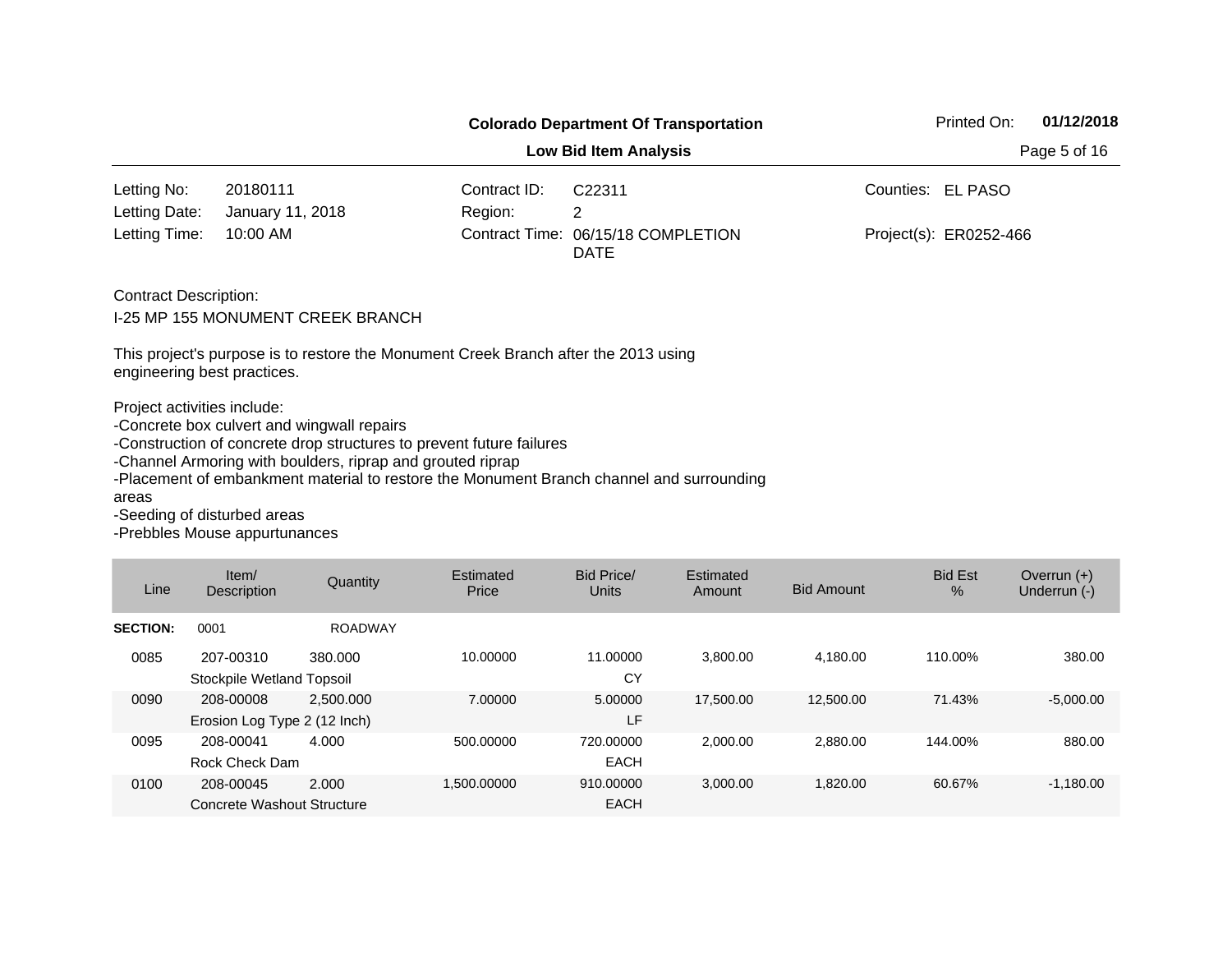**Colorado Department Of Transportation**

**Low Bid Item Analysis**

Printed On: **01/12/2018**

| | | | | | |
|---|---|---|---|---|---|
| Letting No: | 20180111 | Contract ID: | C22311 | Counties: | EL PASO |
| Letting Date: | January 11, 2018 | Region: | 2 | | |
| Letting Time: | 10:00 AM | Contract Time: | 06/15/18 COMPLETION DATE | Project(s): | ER0252-466 |

Contract Description:

I-25 MP 155 MONUMENT CREEK BRANCH

This project's purpose is to restore the Monument Creek Branch after the 2013 using engineering best practices.

Project activities include:
-Concrete box culvert and wingwall repairs
-Construction of concrete drop structures to prevent future failures
-Channel Armoring with boulders, riprap and grouted riprap
-Placement of embankment material to restore the Monument Branch channel and surrounding areas
-Seeding of disturbed areas
-Prebbles Mouse appurtunances

| Line | Item/ Description | Quantity | Estimated Price | Bid Price/ Units | Estimated Amount | Bid Amount | Bid Est % | Overrun (+) Underrun (-) |
|---|---|---|---|---|---|---|---|---|
| **SECTION:** | 0001 | ROADWAY | | | | | | |
| 0085 | 207-00310 | 380.000 | 10.00000 | 11.00000 | 3,800.00 | 4,180.00 | 110.00% | 380.00 |
| | Stockpile Wetland Topsoil | | | CY | | | | |
| 0090 | 208-00008 | 2,500.000 | 7.00000 | 5.00000 | 17,500.00 | 12,500.00 | 71.43% | -5,000.00 |
| | Erosion Log Type 2 (12 Inch) | | | LF | | | | |
| 0095 | 208-00041 | 4.000 | 500.00000 | 720.00000 | 2,000.00 | 2,880.00 | 144.00% | 880.00 |
| | Rock Check Dam | | | EACH | | | | |
| 0100 | 208-00045 | 2.000 | 1,500.00000 | 910.00000 | 3,000.00 | 1,820.00 | 60.67% | -1,180.00 |
| | Concrete Washout Structure | | | EACH | | | | |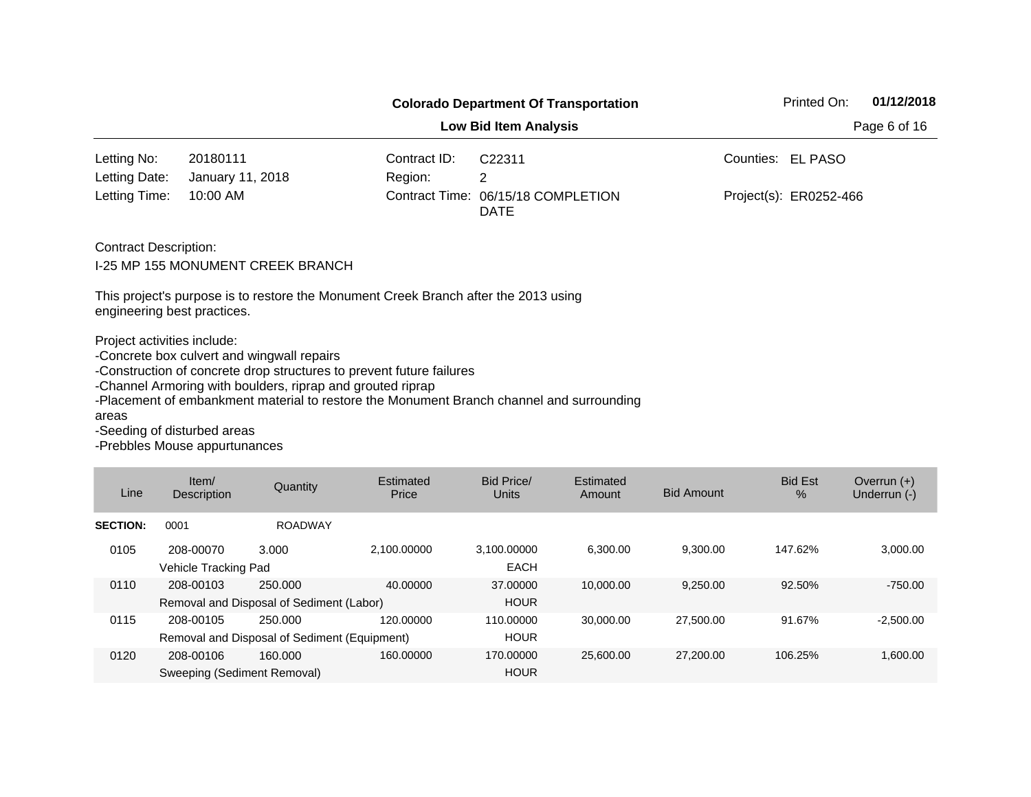**Colorado Department Of Transportation**

**Low Bid Item Analysis**

Printed On: **01/12/2018**

| | | | | | |
|---|---|---|---|---|---|
| Letting No: | 20180111 | Contract ID: | C22311 | Counties: | EL PASO |
| Letting Date: | January 11, 2018 | Region: | 2 | | |
| Letting Time: | 10:00 AM | Contract Time: | 06/15/18 COMPLETION DATE | Project(s): | ER0252-466 |

Contract Description:

I-25 MP 155 MONUMENT CREEK BRANCH

This project's purpose is to restore the Monument Creek Branch after the 2013 using engineering best practices.

Project activities include:
-Concrete box culvert and wingwall repairs
-Construction of concrete drop structures to prevent future failures
-Channel Armoring with boulders, riprap and grouted riprap
-Placement of embankment material to restore the Monument Branch channel and surrounding areas
-Seeding of disturbed areas
-Prebbles Mouse appurtunances

| Line | Item/ Description | Quantity | Estimated Price | Bid Price/ Units | Estimated Amount | Bid Amount | Bid Est % | Overrun (+) Underrun (-) |
|---|---|---|---|---|---|---|---|---|
| **SECTION:** | 0001 | ROADWAY | | | | | | |
| 0105 | 208-00070 Vehicle Tracking Pad | 3.000 | 2,100.00000 | 3,100.00000 EACH | 6,300.00 | 9,300.00 | 147.62% | 3,000.00 |
| 0110 | 208-00103 Removal and Disposal of Sediment (Labor) | 250.000 | 40.00000 | 37.00000 HOUR | 10,000.00 | 9,250.00 | 92.50% | -750.00 |
| 0115 | 208-00105 Removal and Disposal of Sediment (Equipment) | 250.000 | 120.00000 | 110.00000 HOUR | 30,000.00 | 27,500.00 | 91.67% | -2,500.00 |
| 0120 | 208-00106 Sweeping (Sediment Removal) | 160.000 | 160.00000 | 170.00000 HOUR | 25,600.00 | 27,200.00 | 106.25% | 1,600.00 |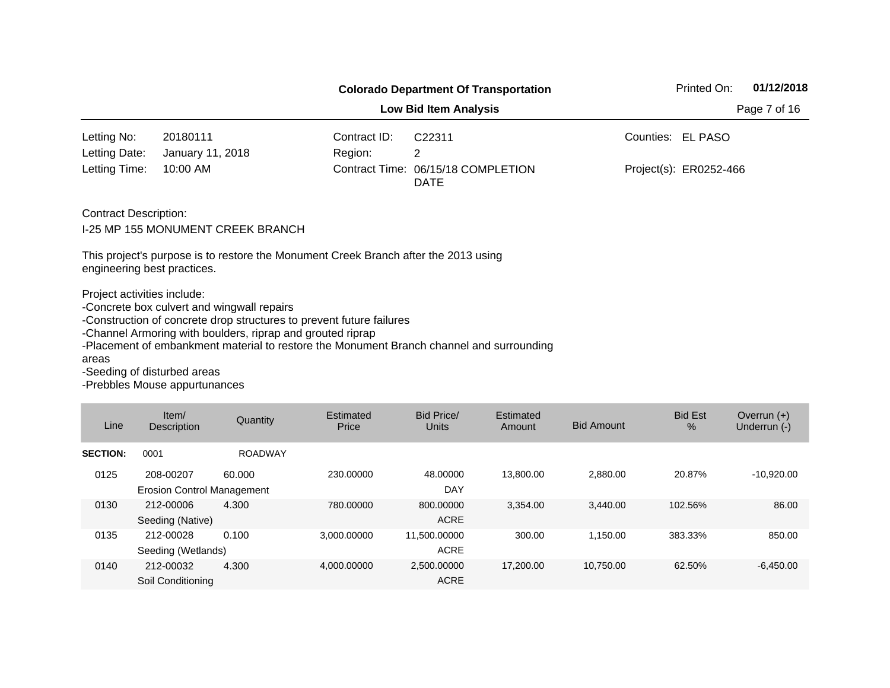**Colorado Department Of Transportation**

**Low Bid Item Analysis**

Printed On: **01/12/2018**

| | | | | | |
|---|---|---|---|---|---|
| Letting No: | 20180111 | Contract ID: | C22311 | Counties: | EL PASO |
| Letting Date: | January 11, 2018 | Region: | 2 | | |
| Letting Time: | 10:00 AM | Contract Time: | 06/15/18 COMPLETION DATE | Project(s): | ER0252-466 |

Contract Description:

I-25 MP 155 MONUMENT CREEK BRANCH

This project's purpose is to restore the Monument Creek Branch after the 2013 using engineering best practices.

Project activities include:
-Concrete box culvert and wingwall repairs
-Construction of concrete drop structures to prevent future failures
-Channel Armoring with boulders, riprap and grouted riprap
-Placement of embankment material to restore the Monument Branch channel and surrounding areas
-Seeding of disturbed areas
-Prebbles Mouse appurtunances

| Line | Item/ Description | Quantity | Estimated Price | Bid Price/ Units | Estimated Amount | Bid Amount | Bid Est % | Overrun (+) Underrun (-) |
|---|---|---|---|---|---|---|---|---|
| **SECTION:** | 0001 | ROADWAY | | | | | | |
| 0125 | 208-00207 Erosion Control Management | 60.000 | 230.00000 | 48.00000 DAY | 13,800.00 | 2,880.00 | 20.87% | -10,920.00 |
| 0130 | 212-00006 Seeding (Native) | 4.300 | 780.00000 | 800.00000 ACRE | 3,354.00 | 3,440.00 | 102.56% | 86.00 |
| 0135 | 212-00028 Seeding (Wetlands) | 0.100 | 3,000.00000 | 11,500.00000 ACRE | 300.00 | 1,150.00 | 383.33% | 850.00 |
| 0140 | 212-00032 Soil Conditioning | 4.300 | 4,000.00000 | 2,500.00000 ACRE | 17,200.00 | 10,750.00 | 62.50% | -6,450.00 |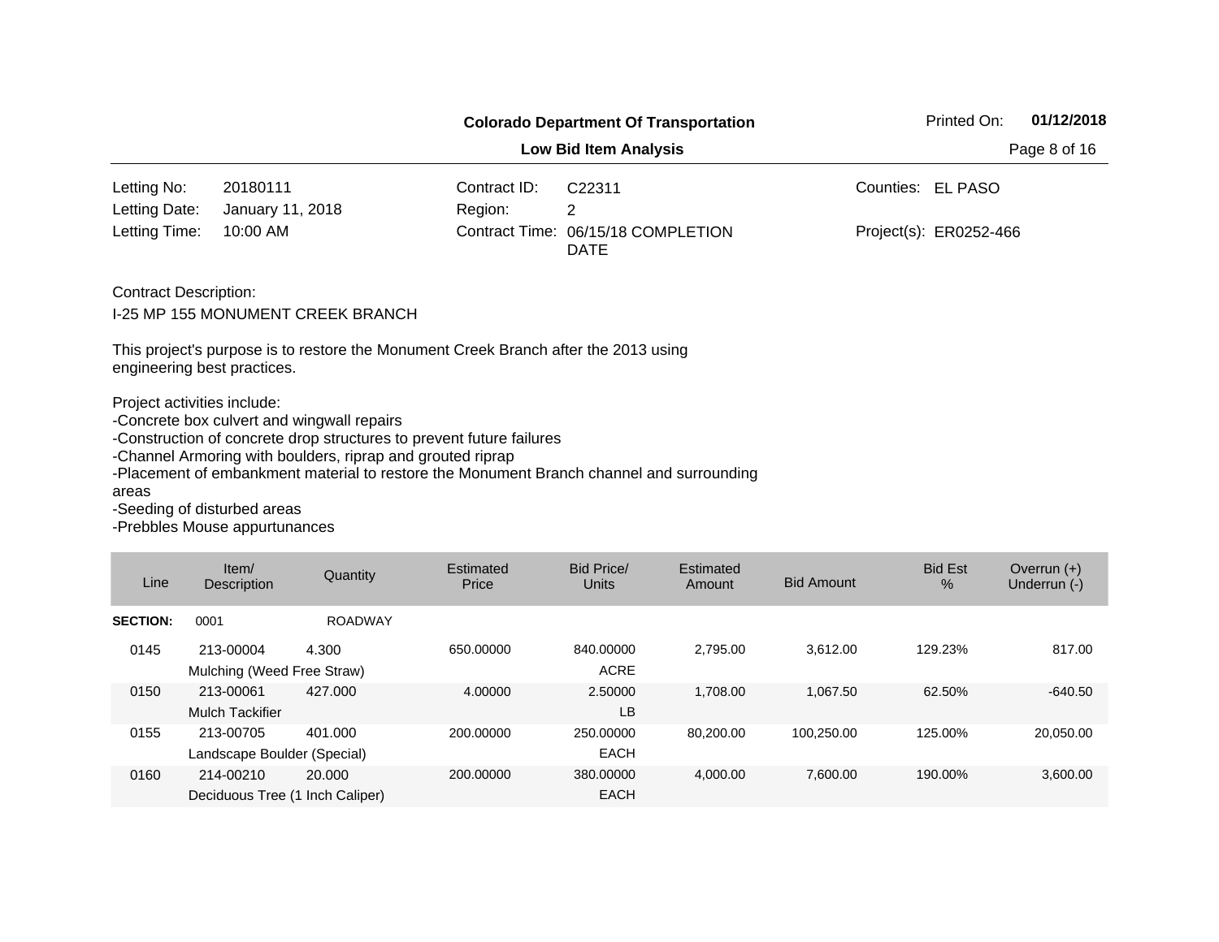**Colorado Department Of Transportation**

**Low Bid Item Analysis**

Printed On: **01/12/2018**

| | | | | | |
|---|---|---|---|---|---|
| Letting No: | 20180111 | Contract ID: | C22311 | Counties: | EL PASO |
| Letting Date: | January 11, 2018 | Region: | 2 | | |
| Letting Time: | 10:00 AM | Contract Time: | 06/15/18 COMPLETION DATE | Project(s): | ER0252-466 |

Contract Description:

I-25 MP 155 MONUMENT CREEK BRANCH

This project's purpose is to restore the Monument Creek Branch after the 2013 using engineering best practices.

Project activities include:
-Concrete box culvert and wingwall repairs
-Construction of concrete drop structures to prevent future failures
-Channel Armoring with boulders, riprap and grouted riprap
-Placement of embankment material to restore the Monument Branch channel and surrounding areas
-Seeding of disturbed areas
-Prebbles Mouse appurtunances

| Line | Item/ Description | Quantity | Estimated Price | Bid Price/ Units | Estimated Amount | Bid Amount | Bid Est % | Overrun (+) Underrun (-) |
|---|---|---|---|---|---|---|---|---|
| **SECTION:** | 0001 | ROADWAY | | | | | | |
| 0145 | 213-00004 Mulching (Weed Free Straw) | 4.300 | 650.00000 | 840.00000 ACRE | 2,795.00 | 3,612.00 | 129.23% | 817.00 |
| 0150 | 213-00061 Mulch Tackifier | 427.000 | 4.00000 | 2.50000 LB | 1,708.00 | 1,067.50 | 62.50% | -640.50 |
| 0155 | 213-00705 Landscape Boulder (Special) | 401.000 | 200.00000 | 250.00000 EACH | 80,200.00 | 100,250.00 | 125.00% | 20,050.00 |
| 0160 | 214-00210 Deciduous Tree (1 Inch Caliper) | 20.000 | 200.00000 | 380.00000 EACH | 4,000.00 | 7,600.00 | 190.00% | 3,600.00 |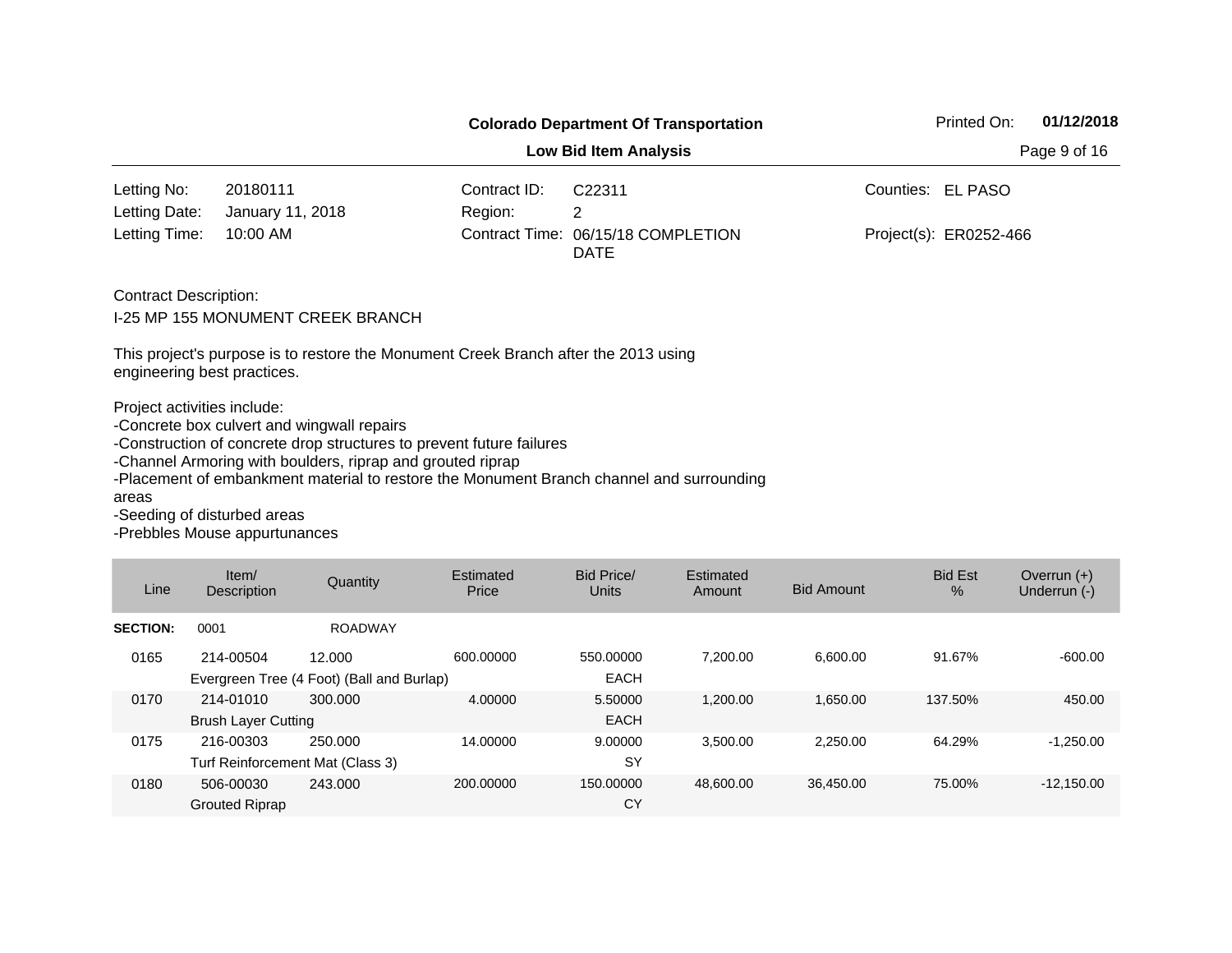**Colorado Department Of Transportation**

**Low Bid Item Analysis**

Printed On: **01/12/2018**

| | | | | | |
|---|---|---|---|---|---|
| Letting No: | 20180111 | Contract ID: | C22311 | Counties: | EL PASO |
| Letting Date: | January 11, 2018 | Region: | 2 | | |
| Letting Time: | 10:00 AM | Contract Time: | 06/15/18 COMPLETION DATE | Project(s): | ER0252-466 |

Contract Description:

I-25 MP 155 MONUMENT CREEK BRANCH

This project's purpose is to restore the Monument Creek Branch after the 2013 using engineering best practices.

Project activities include:
-Concrete box culvert and wingwall repairs
-Construction of concrete drop structures to prevent future failures
-Channel Armoring with boulders, riprap and grouted riprap
-Placement of embankment material to restore the Monument Branch channel and surrounding areas
-Seeding of disturbed areas
-Prebbles Mouse appurtunances

| Line | Item/ Description | Quantity | Estimated Price | Bid Price/ Units | Estimated Amount | Bid Amount | Bid Est % | Overrun (+) Underrun (-) |
|---|---|---|---|---|---|---|---|---|
| **SECTION:** | 0001 | ROADWAY | | | | | | |
| 0165 | 214-00504 | 12.000 | 600.00000 | 550.00000 | 7,200.00 | 6,600.00 | 91.67% | -600.00 |
| | Evergreen Tree (4 Foot) (Ball and Burlap) | | | EACH | | | | |
| 0170 | 214-01010 | 300.000 | 4.00000 | 5.50000 | 1,200.00 | 1,650.00 | 137.50% | 450.00 |
| | Brush Layer Cutting | | | EACH | | | | |
| 0175 | 216-00303 | 250.000 | 14.00000 | 9.00000 | 3,500.00 | 2,250.00 | 64.29% | -1,250.00 |
| | Turf Reinforcement Mat (Class 3) | | | SY | | | | |
| 0180 | 506-00030 | 243.000 | 200.00000 | 150.00000 | 48,600.00 | 36,450.00 | 75.00% | -12,150.00 |
| | Grouted Riprap | | | CY | | | | |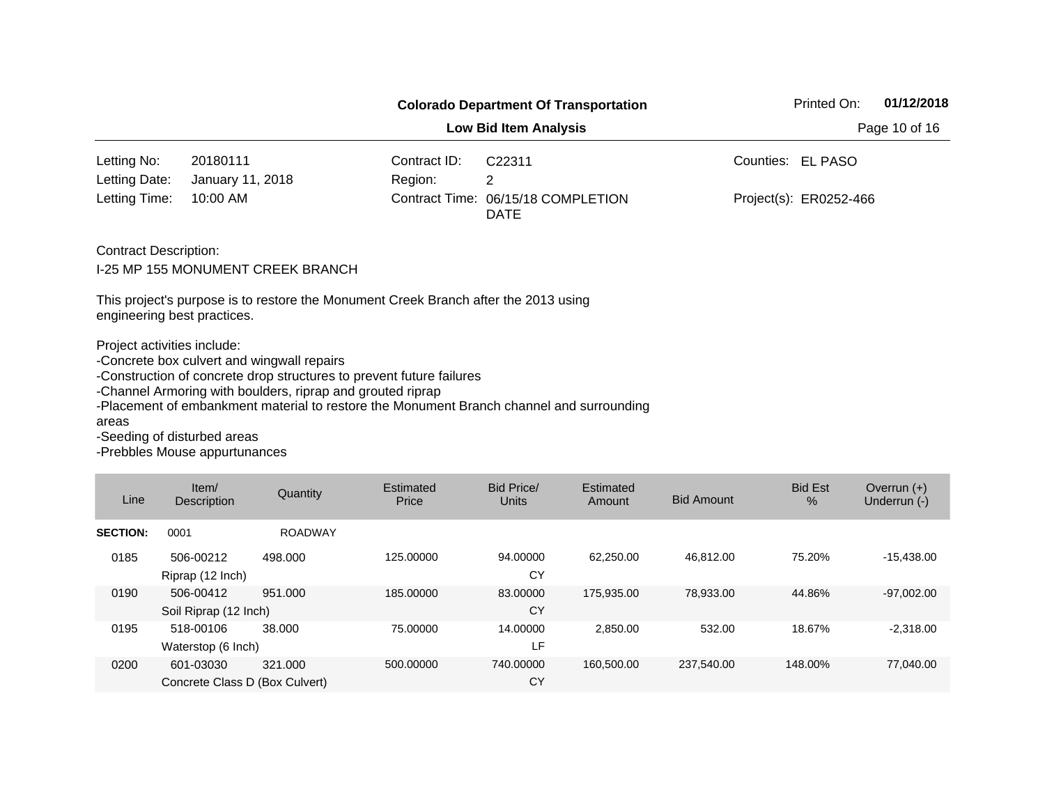**Colorado Department Of Transportation**

**Low Bid Item Analysis**

Printed On: **01/12/2018**

| | | | | | |
|---|---|---|---|---|---|
| Letting No: | 20180111 | Contract ID: | C22311 | Counties: | EL PASO |
| Letting Date: | January 11, 2018 | Region: | 2 | | |
| Letting Time: | 10:00 AM | Contract Time: | 06/15/18 COMPLETION DATE | Project(s): | ER0252-466 |

Contract Description:

I-25 MP 155 MONUMENT CREEK BRANCH

This project's purpose is to restore the Monument Creek Branch after the 2013 using engineering best practices.

Project activities include:
-Concrete box culvert and wingwall repairs
-Construction of concrete drop structures to prevent future failures
-Channel Armoring with boulders, riprap and grouted riprap
-Placement of embankment material to restore the Monument Branch channel and surrounding areas
-Seeding of disturbed areas
-Prebbles Mouse appurtunances

| Line | Item/ Description | Quantity | Estimated Price | Bid Price/ Units | Estimated Amount | Bid Amount | Bid Est % | Overrun (+) Underrun (-) |
|---|---|---|---|---|---|---|---|---|
| **SECTION:** | 0001 | ROADWAY | | | | | | |
| 0185 | 506-00212 Riprap (12 Inch) | 498.000 | 125.00000 | 94.00000 CY | 62,250.00 | 46,812.00 | 75.20% | -15,438.00 |
| 0190 | 506-00412 Soil Riprap (12 Inch) | 951.000 | 185.00000 | 83.00000 CY | 175,935.00 | 78,933.00 | 44.86% | -97,002.00 |
| 0195 | 518-00106 Waterstop (6 Inch) | 38.000 | 75.00000 | 14.00000 LF | 2,850.00 | 532.00 | 18.67% | -2,318.00 |
| 0200 | 601-03030 Concrete Class D (Box Culvert) | 321.000 | 500.00000 | 740.00000 CY | 160,500.00 | 237,540.00 | 148.00% | 77,040.00 |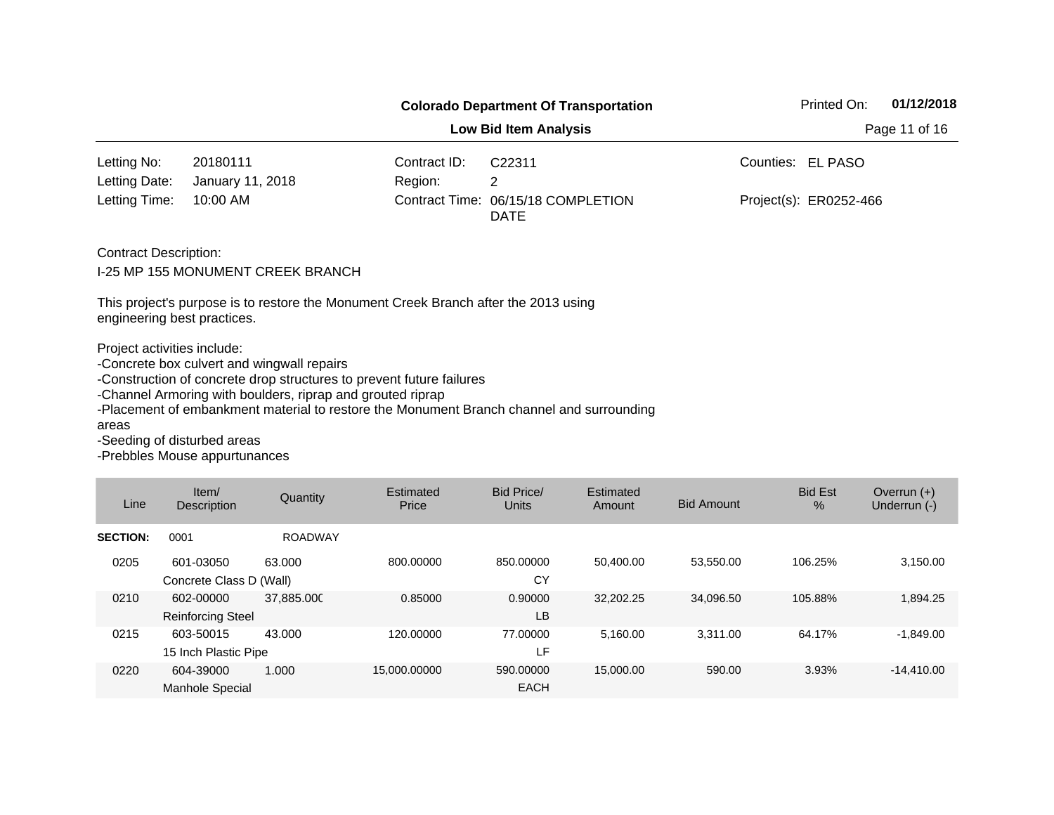**Colorado Department Of Transportation**

**Low Bid Item Analysis**

Printed On: **01/12/2018**

| | | | | | |
|---|---|---|---|---|---|
| Letting No: | 20180111 | Contract ID: | C22311 | Counties: | EL PASO |
| Letting Date: | January 11, 2018 | Region: | 2 | | |
| Letting Time: | 10:00 AM | Contract Time: | 06/15/18 COMPLETION DATE | Project(s): | ER0252-466 |

Contract Description:

I-25 MP 155 MONUMENT CREEK BRANCH

This project's purpose is to restore the Monument Creek Branch after the 2013 using engineering best practices.

Project activities include:
-Concrete box culvert and wingwall repairs
-Construction of concrete drop structures to prevent future failures
-Channel Armoring with boulders, riprap and grouted riprap
-Placement of embankment material to restore the Monument Branch channel and surrounding areas
-Seeding of disturbed areas
-Prebbles Mouse appurtunances

| Line | Item/ Description | Quantity | Estimated Price | Bid Price/ Units | Estimated Amount | Bid Amount | Bid Est % | Overrun (+) Underrun (-) |
|---|---|---|---|---|---|---|---|---|
| **SECTION:** | 0001 | ROADWAY | | | | | | |
| 0205 | 601-03050 Concrete Class D (Wall) | 63.000 | 800.00000 | 850.00000 CY | 50,400.00 | 53,550.00 | 106.25% | 3,150.00 |
| 0210 | 602-00000 Reinforcing Steel | 37,885.000 | 0.85000 | 0.90000 LB | 32,202.25 | 34,096.50 | 105.88% | 1,894.25 |
| 0215 | 603-50015 15 Inch Plastic Pipe | 43.000 | 120.00000 | 77.00000 LF | 5,160.00 | 3,311.00 | 64.17% | -1,849.00 |
| 0220 | 604-39000 Manhole Special | 1.000 | 15,000.00000 | 590.00000 EACH | 15,000.00 | 590.00 | 3.93% | -14,410.00 |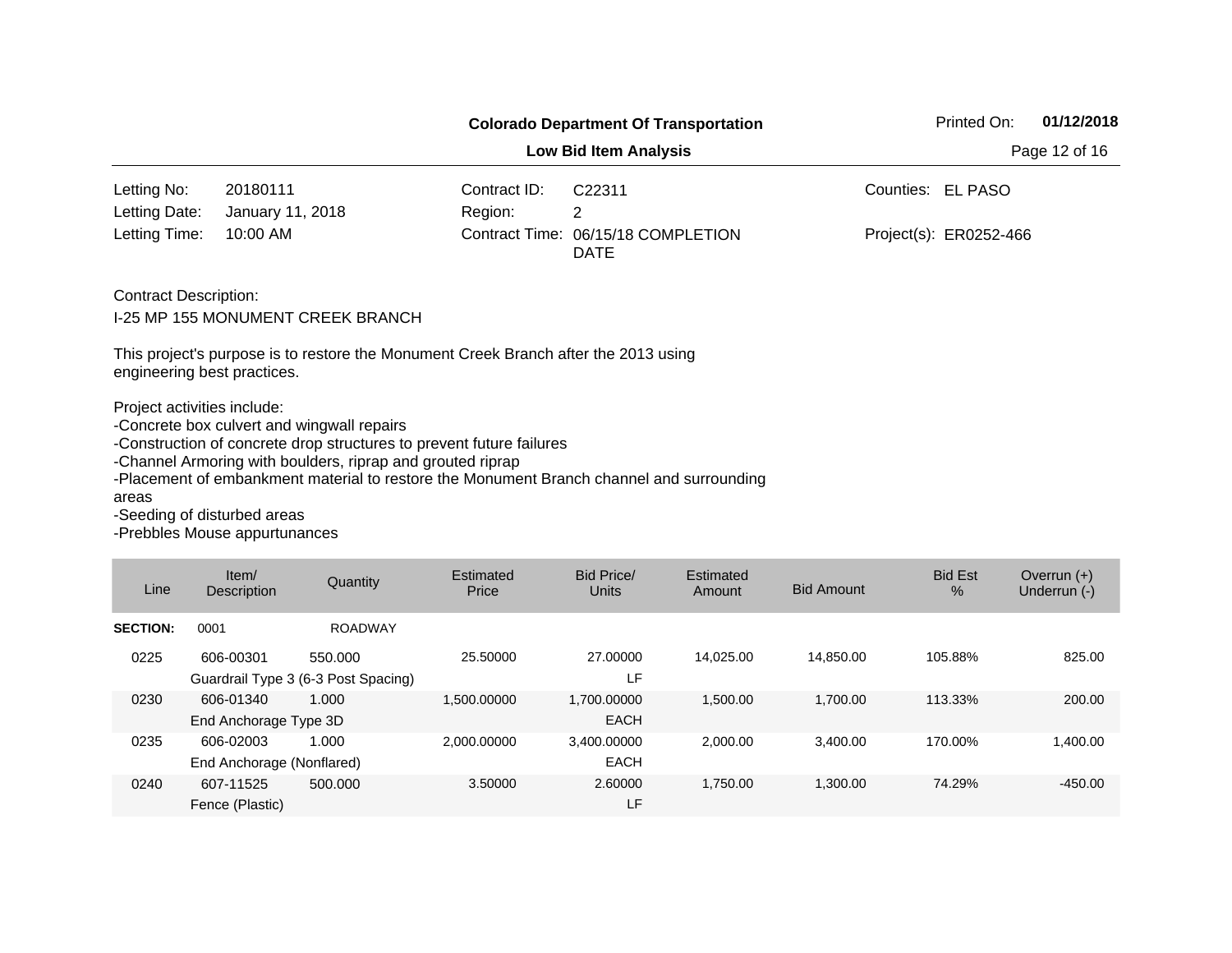**Colorado Department Of Transportation**

**Low Bid Item Analysis**

Printed On: **01/12/2018**

| | | | | | |
|---|---|---|---|---|---|
| Letting No: | 20180111 | Contract ID: | C22311 | Counties: | EL PASO |
| Letting Date: | January 11, 2018 | Region: | 2 | | |
| Letting Time: | 10:00 AM | Contract Time: | 06/15/18 COMPLETION DATE | Project(s): | ER0252-466 |

Contract Description:

I-25 MP 155 MONUMENT CREEK BRANCH

This project's purpose is to restore the Monument Creek Branch after the 2013 using engineering best practices.

Project activities include:
-Concrete box culvert and wingwall repairs
-Construction of concrete drop structures to prevent future failures
-Channel Armoring with boulders, riprap and grouted riprap
-Placement of embankment material to restore the Monument Branch channel and surrounding areas
-Seeding of disturbed areas
-Prebbles Mouse appurtunances

| Line | Item/ Description | Quantity | Estimated Price | Bid Price/ Units | Estimated Amount | Bid Amount | Bid Est % | Overrun (+) Underrun (-) |
|---|---|---|---|---|---|---|---|---|
| **SECTION:** | 0001 | ROADWAY | | | | | | |
| 0225 | 606-00301 | 550.000 | 25.50000 | 27.00000 | 14,025.00 | 14,850.00 | 105.88% | 825.00 |
| | Guardrail Type 3 (6-3 Post Spacing) | | | LF | | | | |
| 0230 | 606-01340 | 1.000 | 1,500.00000 | 1,700.00000 | 1,500.00 | 1,700.00 | 113.33% | 200.00 |
| | End Anchorage Type 3D | | | EACH | | | | |
| 0235 | 606-02003 | 1.000 | 2,000.00000 | 3,400.00000 | 2,000.00 | 3,400.00 | 170.00% | 1,400.00 |
| | End Anchorage (Nonflared) | | | EACH | | | | |
| 0240 | 607-11525 | 500.000 | 3.50000 | 2.60000 | 1,750.00 | 1,300.00 | 74.29% | -450.00 |
| | Fence (Plastic) | | | LF | | | | |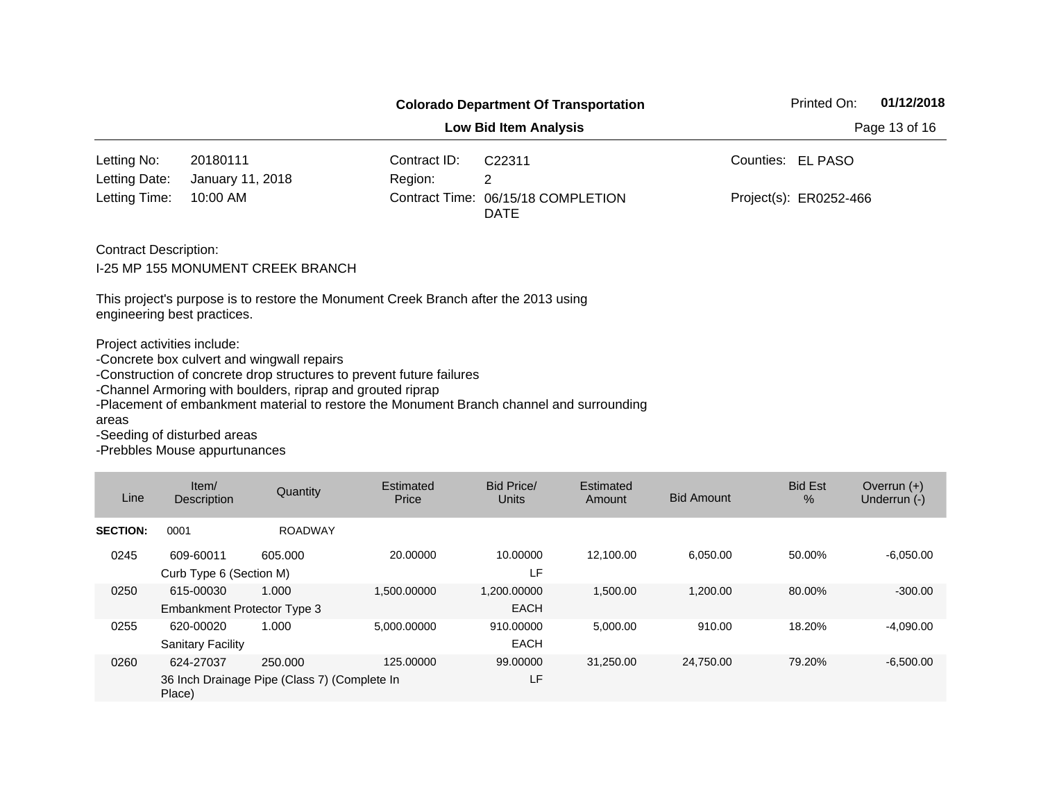**Colorado Department Of Transportation**

**Low Bid Item Analysis**

Printed On: **01/12/2018**

| | | | | | |
|---|---|---|---|---|---|
| Letting No: | 20180111 | Contract ID: | C22311 | Counties: | EL PASO |
| Letting Date: | January 11, 2018 | Region: | 2 | | |
| Letting Time: | 10:00 AM | Contract Time: | 06/15/18 COMPLETION DATE | Project(s): | ER0252-466 |

Contract Description:

I-25 MP 155 MONUMENT CREEK BRANCH

This project's purpose is to restore the Monument Creek Branch after the 2013 using engineering best practices.

Project activities include:
-Concrete box culvert and wingwall repairs
-Construction of concrete drop structures to prevent future failures
-Channel Armoring with boulders, riprap and grouted riprap
-Placement of embankment material to restore the Monument Branch channel and surrounding areas
-Seeding of disturbed areas
-Prebbles Mouse appurtunances

| Line | Item/ Description | Quantity | Estimated Price | Bid Price/ Units | Estimated Amount | Bid Amount | Bid Est % | Overrun (+) Underrun (-) |
|---|---|---|---|---|---|---|---|---|
| **SECTION:** | 0001 | ROADWAY | | | | | | |
| 0245 | 609-60011 Curb Type 6 (Section M) | 605.000 | 20.00000 | 10.00000 LF | 12,100.00 | 6,050.00 | 50.00% | -6,050.00 |
| 0250 | 615-00030 Embankment Protector Type 3 | 1.000 | 1,500.00000 | 1,200.00000 EACH | 1,500.00 | 1,200.00 | 80.00% | -300.00 |
| 0255 | 620-00020 Sanitary Facility | 1.000 | 5,000.00000 | 910.00000 EACH | 5,000.00 | 910.00 | 18.20% | -4,090.00 |
| 0260 | 624-27037 36 Inch Drainage Pipe (Class 7) (Complete In Place) | 250.000 | 125.00000 | 99.00000 LF | 31,250.00 | 24,750.00 | 79.20% | -6,500.00 |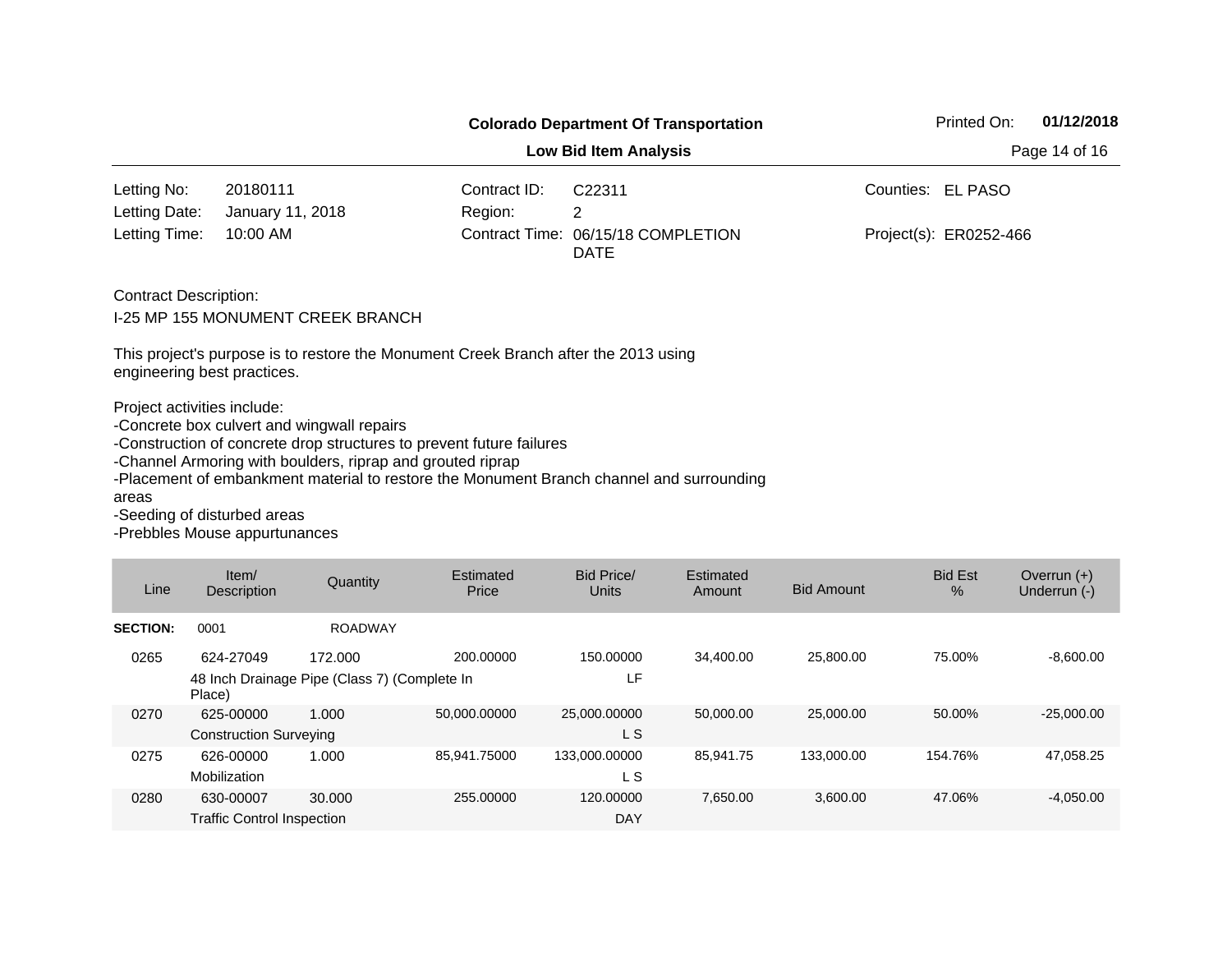**Colorado Department Of Transportation**

**Low Bid Item Analysis**

Printed On: **01/12/2018**

| | | | | | |
|---|---|---|---|---|---|
| Letting No: | 20180111 | Contract ID: | C22311 | Counties: | EL PASO |
| Letting Date: | January 11, 2018 | Region: | 2 | | |
| Letting Time: | 10:00 AM | Contract Time: | 06/15/18 COMPLETION DATE | Project(s): | ER0252-466 |

Contract Description:

I-25 MP 155 MONUMENT CREEK BRANCH

This project's purpose is to restore the Monument Creek Branch after the 2013 using engineering best practices.

Project activities include:
-Concrete box culvert and wingwall repairs
-Construction of concrete drop structures to prevent future failures
-Channel Armoring with boulders, riprap and grouted riprap
-Placement of embankment material to restore the Monument Branch channel and surrounding areas
-Seeding of disturbed areas
-Prebbles Mouse appurtunances

| Line | Item/ Description | Quantity | Estimated Price | Bid Price/ Units | Estimated Amount | Bid Amount | Bid Est % | Overrun (+) Underrun (-) |
|---|---|---|---|---|---|---|---|---|
| **SECTION:** | 0001 | ROADWAY | | | | | | |
| 0265 | 624-27049 | 172.000 | 200.00000 | 150.00000 | 34,400.00 | 25,800.00 | 75.00% | -8,600.00 |
| | 48 Inch Drainage Pipe (Class 7) (Complete In Place) | | | LF | | | | |
| 0270 | 625-00000 | 1.000 | 50,000.00000 | 25,000.00000 | 50,000.00 | 25,000.00 | 50.00% | -25,000.00 |
| | Construction Surveying | | | L S | | | | |
| 0275 | 626-00000 | 1.000 | 85,941.75000 | 133,000.00000 | 85,941.75 | 133,000.00 | 154.76% | 47,058.25 |
| | Mobilization | | | L S | | | | |
| 0280 | 630-00007 | 30.000 | 255.00000 | 120.00000 | 7,650.00 | 3,600.00 | 47.06% | -4,050.00 |
| | Traffic Control Inspection | | | DAY | | | | |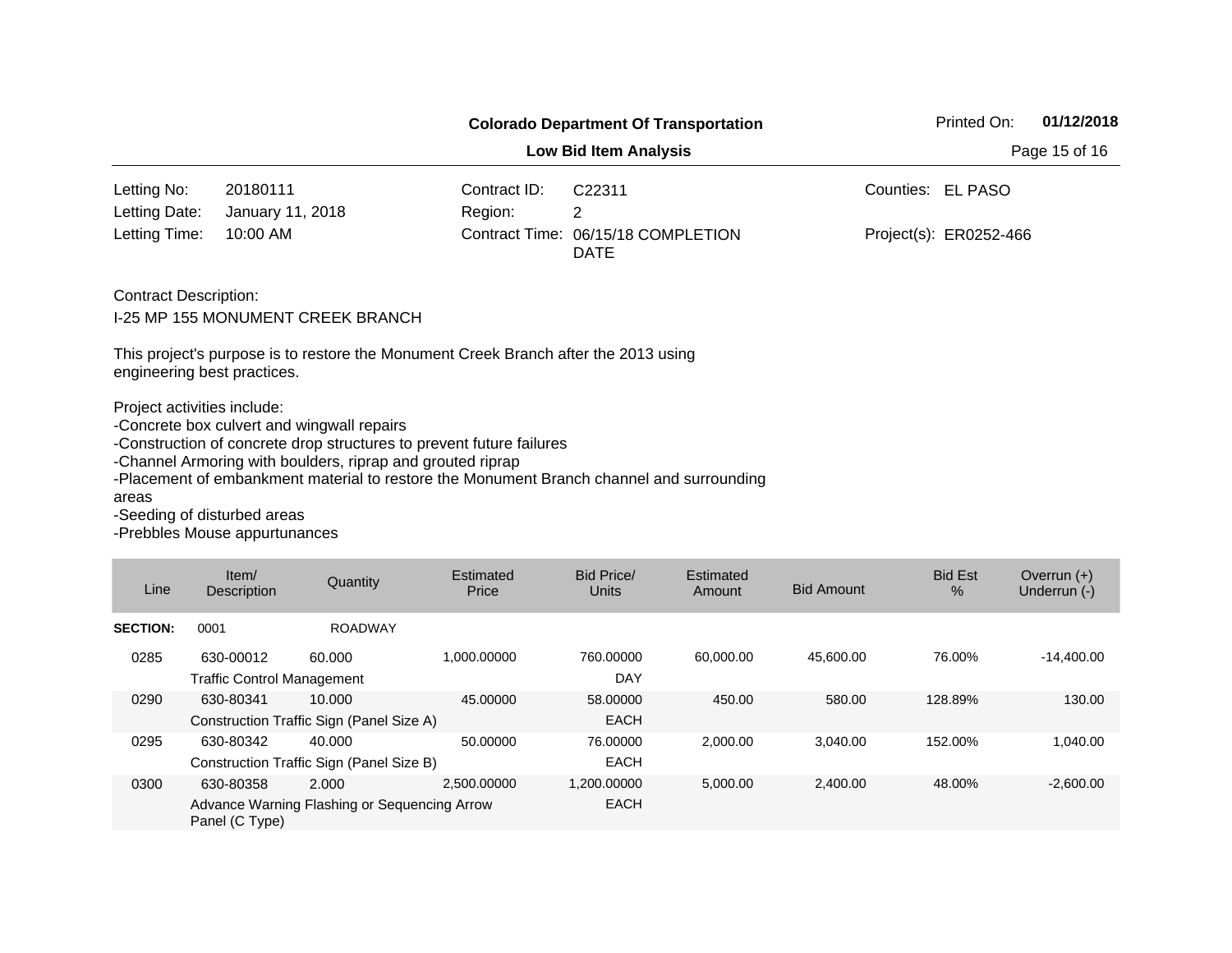**Colorado Department Of Transportation**

Printed On: **01/12/2018**

**Low Bid Item Analysis**

| | | | | | |
|---|---|---|---|---|---|
| Letting No: | 20180111 | Contract ID: | C22311 | Counties: | EL PASO |
| Letting Date: | January 11, 2018 | Region: | 2 | | |
| Letting Time: | 10:00 AM | Contract Time: | 06/15/18 COMPLETION DATE | Project(s): | ER0252-466 |

Contract Description:

I-25 MP 155 MONUMENT CREEK BRANCH

This project's purpose is to restore the Monument Creek Branch after the 2013 using engineering best practices.

Project activities include:
-Concrete box culvert and wingwall repairs
-Construction of concrete drop structures to prevent future failures
-Channel Armoring with boulders, riprap and grouted riprap
-Placement of embankment material to restore the Monument Branch channel and surrounding areas
-Seeding of disturbed areas
-Prebbles Mouse appurtunances

| Line | Item/ Description | Quantity | Estimated Price | Bid Price/ Units | Estimated Amount | Bid Amount | Bid Est % | Overrun (+) Underrun (-) |
|---|---|---|---|---|---|---|---|---|
| **SECTION:** | 0001 | ROADWAY | | | | | | |
| 0285 | 630-00012 Traffic Control Management | 60.000 | 1,000.00000 | 760.00000 DAY | 60,000.00 | 45,600.00 | 76.00% | -14,400.00 |
| 0290 | 630-80341 Construction Traffic Sign (Panel Size A) | 10.000 | 45.00000 | 58.00000 EACH | 450.00 | 580.00 | 128.89% | 130.00 |
| 0295 | 630-80342 Construction Traffic Sign (Panel Size B) | 40.000 | 50.00000 | 76.00000 EACH | 2,000.00 | 3,040.00 | 152.00% | 1,040.00 |
| 0300 | 630-80358 Advance Warning Flashing or Sequencing Arrow Panel (C Type) | 2.000 | 2,500.00000 | 1,200.00000 EACH | 5,000.00 | 2,400.00 | 48.00% | -2,600.00 |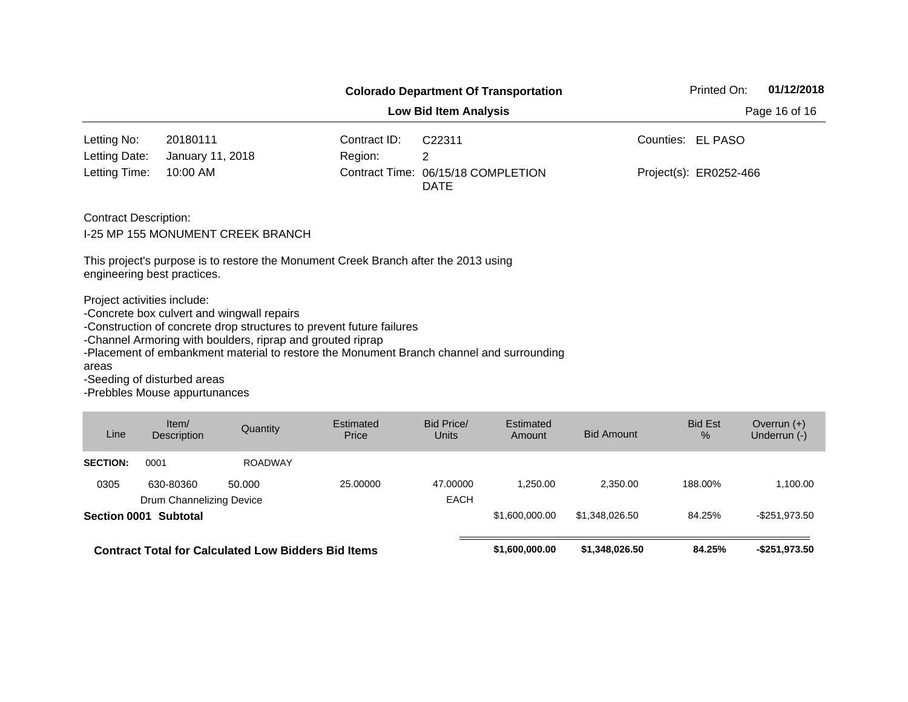**Colorado Department Of Transportation**

**Low Bid Item Analysis**

Printed On: **01/12/2018**

| | | | | | |
|---|---|---|---|---|---|
| Letting No: | 20180111 | Contract ID: | C22311 | Counties: | EL PASO |
| Letting Date: | January 11, 2018 | Region: | 2 | | |
| Letting Time: | 10:00 AM | Contract Time: | 06/15/18 COMPLETION DATE | Project(s): | ER0252-466 |

Contract Description:

I-25 MP 155 MONUMENT CREEK BRANCH

This project's purpose is to restore the Monument Creek Branch after the 2013 using engineering best practices.

Project activities include:
- -Concrete box culvert and wingwall repairs
- -Construction of concrete drop structures to prevent future failures
- -Channel Armoring with boulders, riprap and grouted riprap
- -Placement of embankment material to restore the Monument Branch channel and surrounding areas
- -Seeding of disturbed areas
- -Prebbles Mouse appurtunances

| Line | Item/ Description | Quantity | Estimated Price | Bid Price/ Units | Estimated Amount | Bid Amount | Bid Est % | Overrun (+) Underrun (-) |
|---|---|---|---|---|---|---|---|---|
| **SECTION:** | 0001 | ROADWAY | | | | | | |
| 0305 | 630-80360 Drum Channelizing Device | 50.000 | 25.00000 | 47.00000 EACH | 1,250.00 | 2,350.00 | 188.00% | 1,100.00 |
| **Section 0001 Subtotal** | | | | | $1,600,000.00 | $1,348,026.50 | 84.25% | -$251,973.50 |
| **Contract Total for Calculated Low Bidders Bid Items** | | | | | **$1,600,000.00** | **$1,348,026.50** | **84.25%** | **-$251,973.50** |